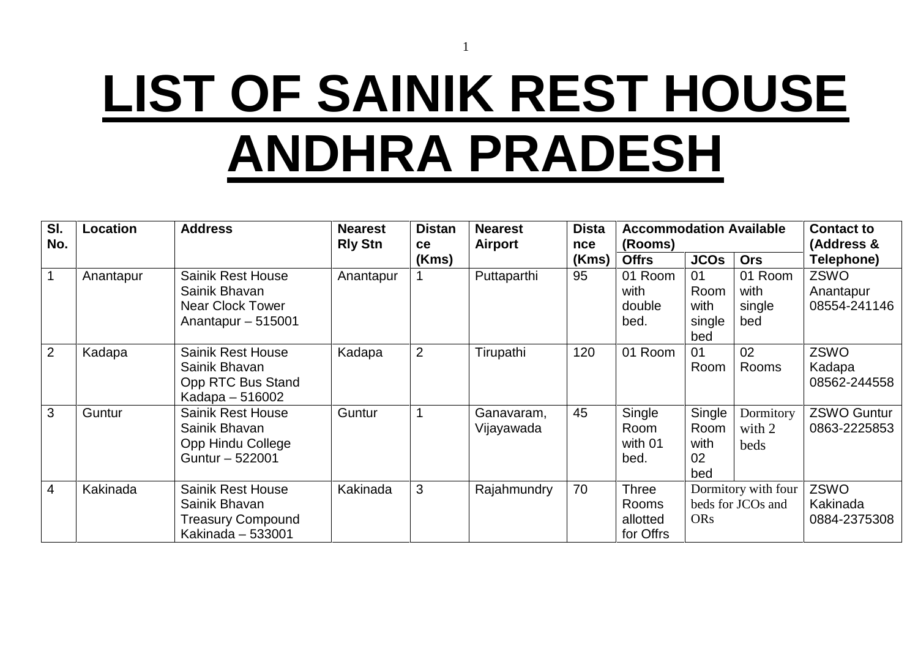# LIST OF SAINIK REST HOUSE ANDHRA PRADESH

| Sl. No. | Location | Address | Nearest Rly Stn | Distance (Kms) | Nearest Airport | Distance (Kms) | Accommodation Available (Rooms) | | | Contact to (Address & Telephone) |
|---|---|---|---|---|---|---|---|---|---|---|
| | | | | | | | Offrs | JCOs | Ors | |
| 1 | Anantapur | Sainik Rest House Sainik Bhavan Near Clock Tower Anantapur – 515001 | Anantapur | 1 | Puttaparthi | 95 | 01 Room with double bed. | 01 Room with single bed | 01 Room with single bed | ZSWO Anantapur 08554-241146 |
| 2 | Kadapa | Sainik Rest House Sainik Bhavan Opp RTC Bus Stand Kadapa – 516002 | Kadapa | 2 | Tirupathi | 120 | 01 Room | 01 Room | 02 Rooms | ZSWO Kadapa 08562-244558 |
| 3 | Guntur | Sainik Rest House Sainik Bhavan Opp Hindu College Guntur – 522001 | Guntur | 1 | Ganavaram, Vijayawada | 45 | Single Room with 01 bed. | Single Room with 02 bed | Dormitory with 2 beds | ZSWO Guntur 0863-2225853 |
| 4 | Kakinada | Sainik Rest House Sainik Bhavan Treasury Compound Kakinada – 533001 | Kakinada | 3 | Rajahmundry | 70 | Three Rooms allotted for Offrs | Dormitory with four beds for JCOs and ORs | | ZSWO Kakinada 0884-2375308 |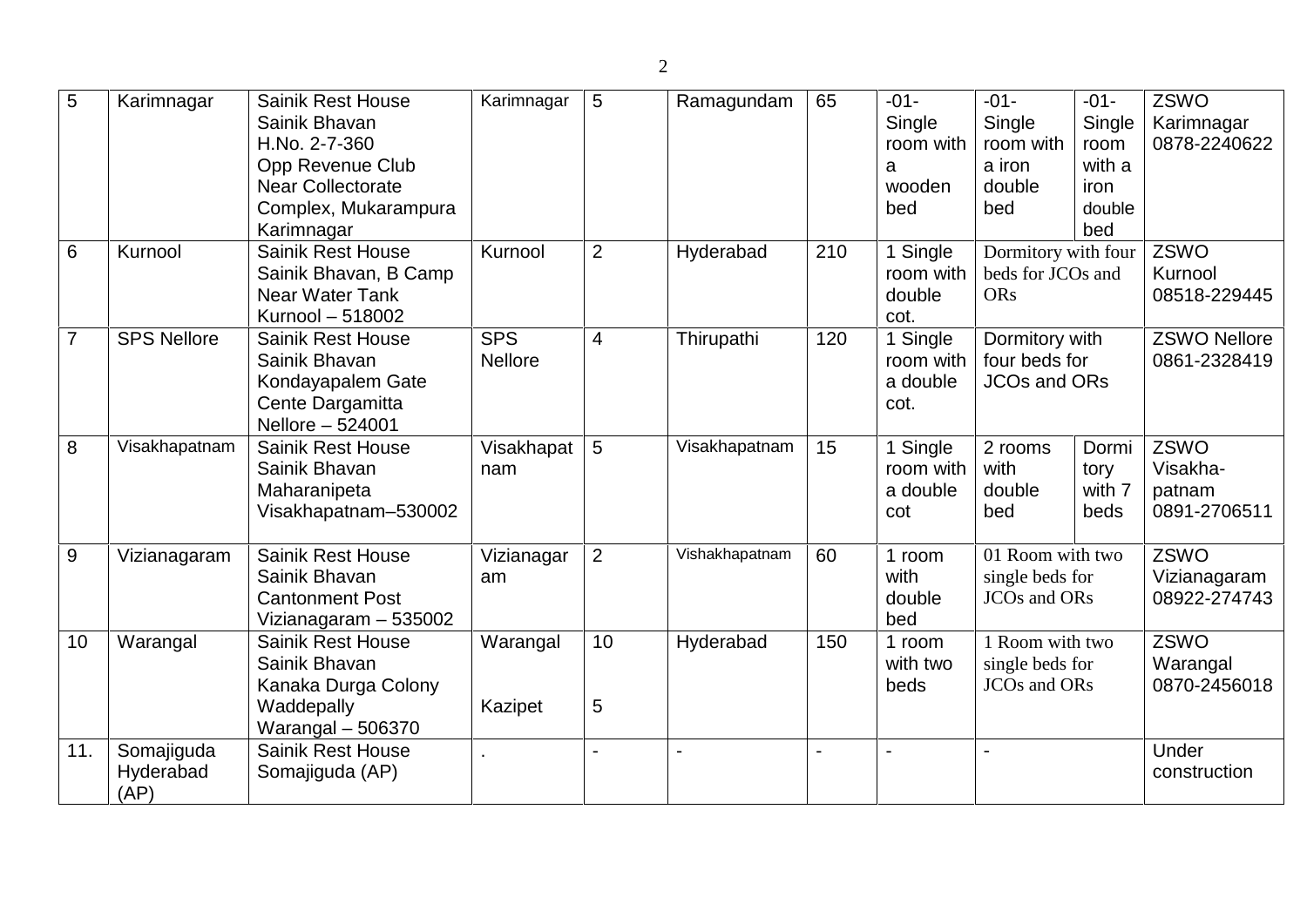| 5 | Karimnagar | Sainik Rest House Sainik Bhavan H.No. 2-7-360 Opp Revenue Club Near Collectorate Complex, Mukarampura Karimnagar | Karimnagar | 5 | Ramagundam | 65 | -01- Single room with a wooden bed | -01- Single room with a iron double bed | -01- Single room with a iron double bed | ZSWO Karimnagar 0878-2240622 |
|---|---|---|---|---|---|---|---|---|---|---|
| 6 | Kurnool | Sainik Rest House Sainik Bhavan, B Camp Near Water Tank Kurnool – 518002 | Kurnool | 2 | Hyderabad | 210 | 1 Single room with double cot. | Dormitory with four beds for JCOs and ORs | | ZSWO Kurnool 08518-229445 |
| 7 | SPS Nellore | Sainik Rest House Sainik Bhavan Kondayapalem Gate Cente Dargamitta Nellore – 524001 | SPS Nellore | 4 | Thirupathi | 120 | 1 Single room with a double cot. | Dormitory with four beds for JCOs and ORs | | ZSWO Nellore 0861-2328419 |
| 8 | Visakhapatnam | Sainik Rest House Sainik Bhavan Maharanipeta Visakhapatnam–530002 | Visakhapatnam | 5 | Visakhapatnam | 15 | 1 Single room with a double cot | 2 rooms with double bed | Dormitory with 7 beds | ZSWO Visakha-patnam 0891-2706511 |
| 9 | Vizianagaram | Sainik Rest House Sainik Bhavan Cantonment Post Vizianagaram – 535002 | Vizianagaram | 2 | Vishakhapatnam | 60 | 1 room with double bed | 01 Room with two single beds for JCOs and ORs | | ZSWO Vizianagaram 08922-274743 |
| 10 | Warangal | Sainik Rest House Sainik Bhavan Kanaka Durga Colony Waddepally Warangal – 506370 | Warangal<br>Kazipet | 10<br>5 | Hyderabad | 150 | 1 room with two beds | 1 Room with two single beds for JCOs and ORs | | ZSWO Warangal 0870-2456018 |
| 11. | Somajiguda Hyderabad (AP) | Sainik Rest House Somajiguda (AP) | . | - | - | - | - | - | | Under construction |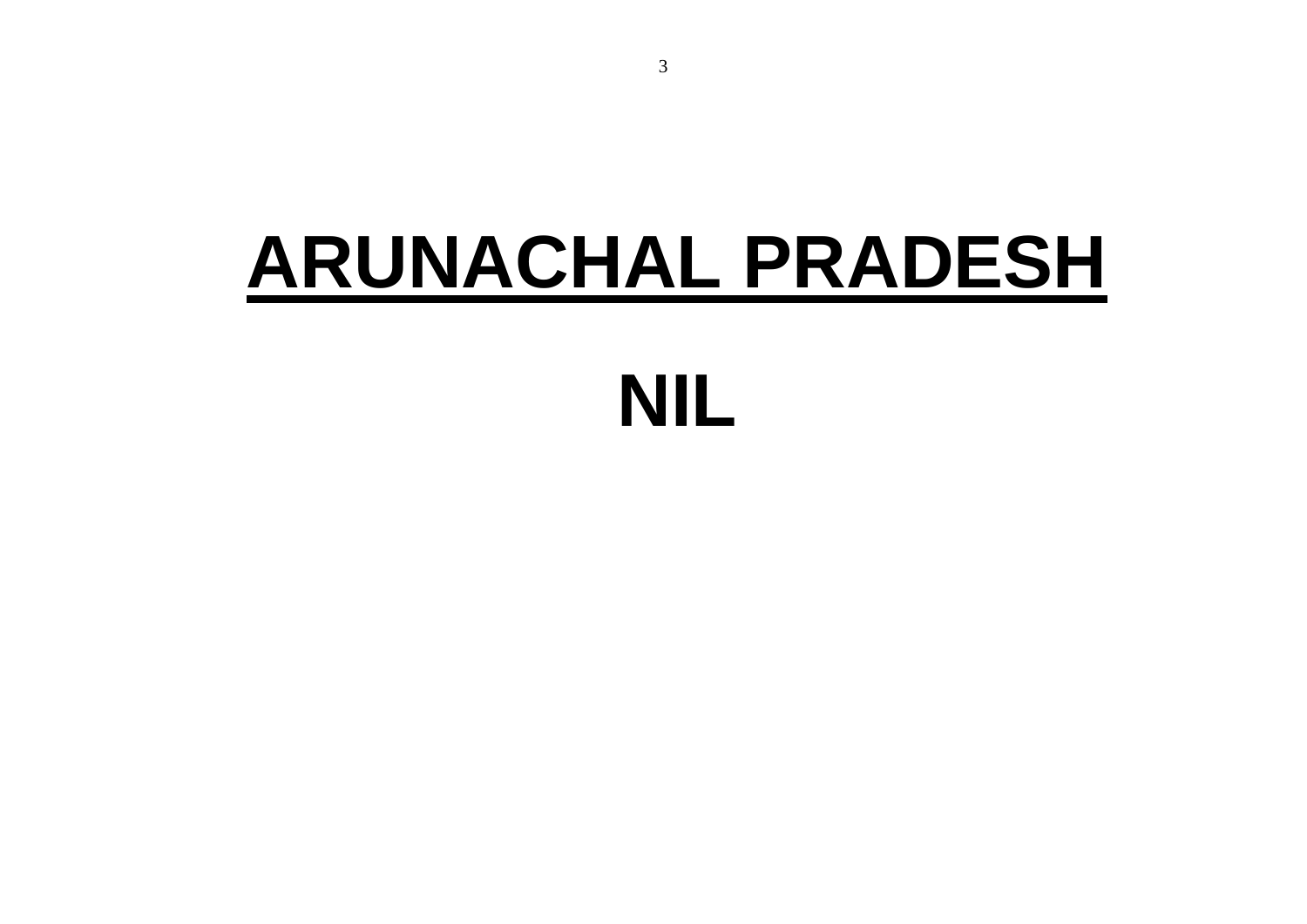# ARUNACHAL PRADESH

# NIL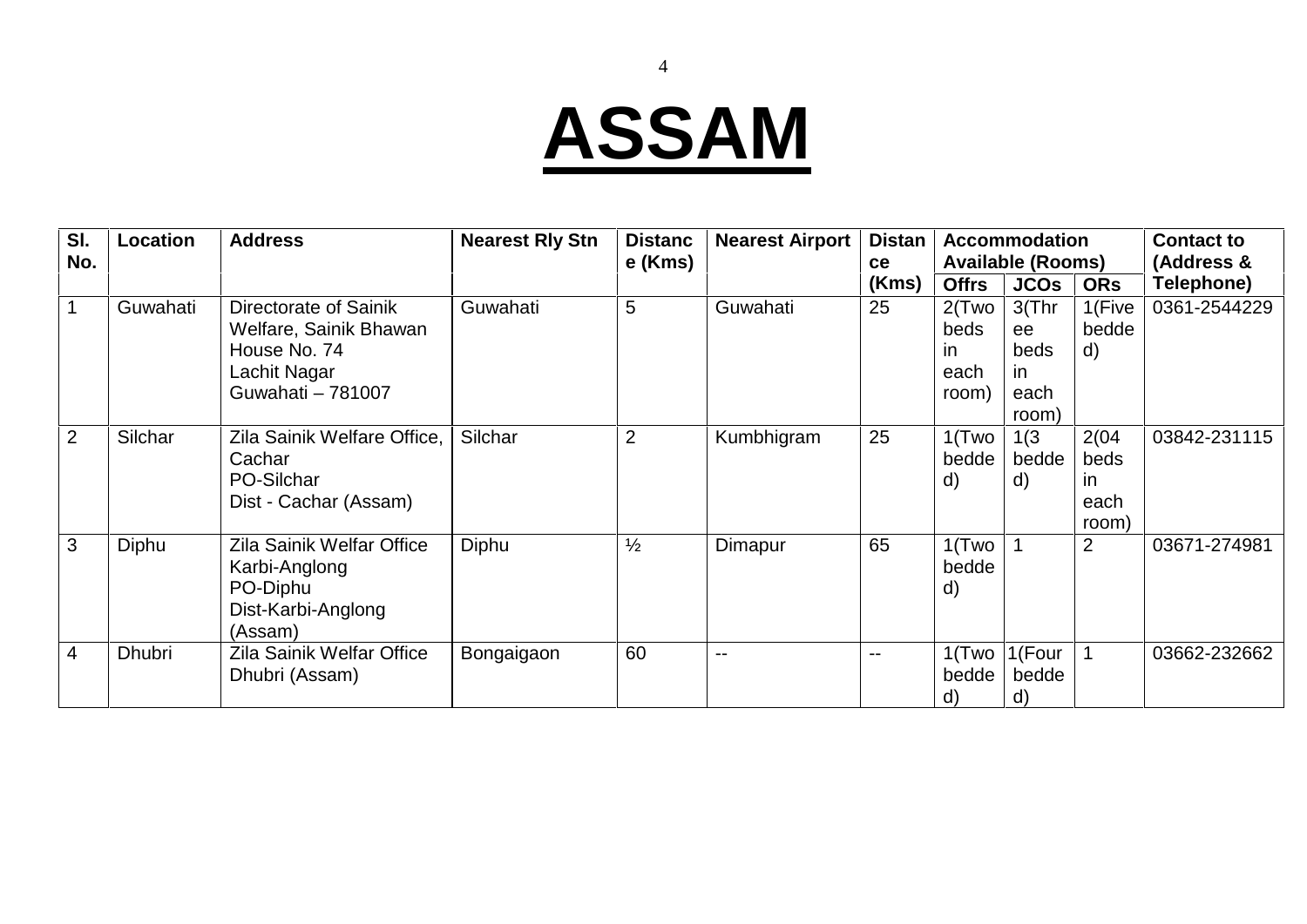# ASSAM

| Sl. No. | Location | Address | Nearest Rly Stn | Distance (Kms) | Nearest Airport | Distance (Kms) | Accommodation Available (Rooms) | | | Contact to (Address & Telephone) |
|---|---|---|---|---|---|---|---|---|---|---|
| | | | | | | | Offrs | JCOs | ORs | |
| 1 | Guwahati | Directorate of Sainik Welfare, Sainik Bhawan House No. 74 Lachit Nagar Guwahati – 781007 | Guwahati | 5 | Guwahati | 25 | 2(Two beds in each room) | 3(Three beds in each room) | 1(Five bedded) | 0361-2544229 |
| 2 | Silchar | Zila Sainik Welfare Office, Cachar PO-Silchar Dist - Cachar (Assam) | Silchar | 2 | Kumbhigram | 25 | 1(Two bedded) | 1(3 bedded) | 2(04 beds in each room) | 03842-231115 |
| 3 | Diphu | Zila Sainik Welfar Office Karbi-Anglong PO-Diphu Dist-Karbi-Anglong (Assam) | Diphu | ½ | Dimapur | 65 | 1(Two bedded) | 1 | 2 | 03671-274981 |
| 4 | Dhubri | Zila Sainik Welfar Office Dhubri (Assam) | Bongaigaon | 60 | -- | -- | 1(Two bedded) | 1(Four bedded) | 1 | 03662-232662 |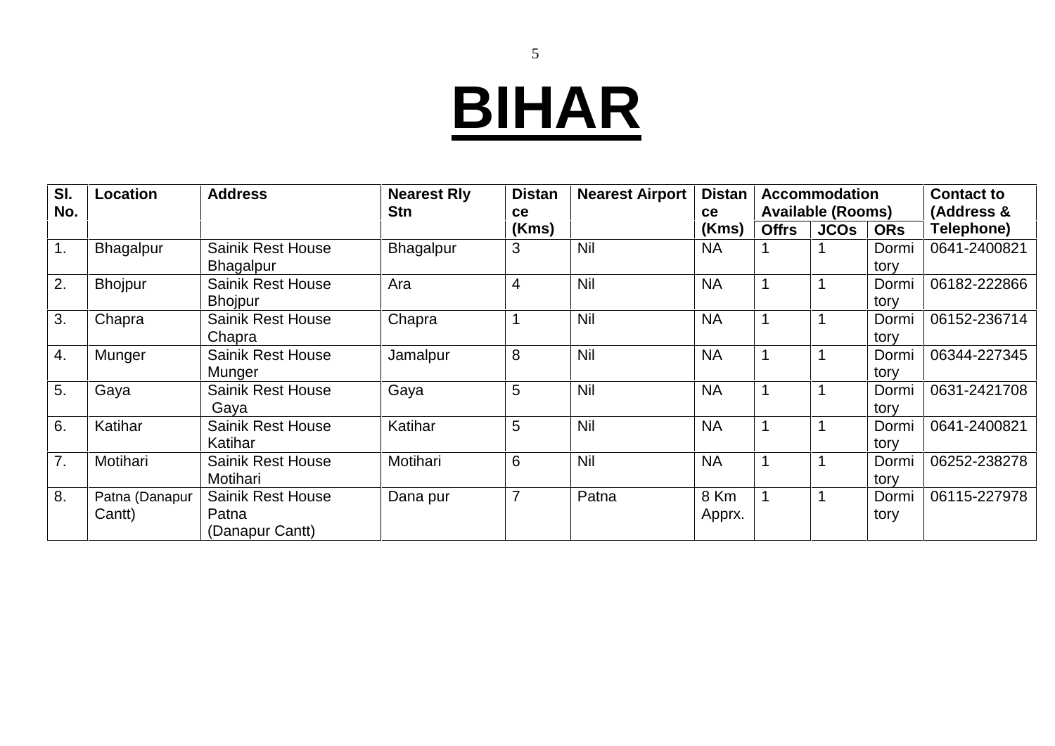# BIHAR

| Sl. No. | Location | Address | Nearest Rly Stn | Distance (Kms) | Nearest Airport | Distance (Kms) | Accommodation Available (Rooms) | | | Contact to (Address & Telephone) |
|---|---|---|---|---|---|---|---|---|---|---|
| | | | | | | | Offrs | JCOs | ORs | |
| 1. | Bhagalpur | Sainik Rest House Bhagalpur | Bhagalpur | 3 | Nil | NA | 1 | 1 | Dormitory | 0641-2400821 |
| 2. | Bhojpur | Sainik Rest House Bhojpur | Ara | 4 | Nil | NA | 1 | 1 | Dormitory | 06182-222866 |
| 3. | Chapra | Sainik Rest House Chapra | Chapra | 1 | Nil | NA | 1 | 1 | Dormitory | 06152-236714 |
| 4. | Munger | Sainik Rest House Munger | Jamalpur | 8 | Nil | NA | 1 | 1 | Dormitory | 06344-227345 |
| 5. | Gaya | Sainik Rest House Gaya | Gaya | 5 | Nil | NA | 1 | 1 | Dormitory | 0631-2421708 |
| 6. | Katihar | Sainik Rest House Katihar | Katihar | 5 | Nil | NA | 1 | 1 | Dormitory | 0641-2400821 |
| 7. | Motihari | Sainik Rest House Motihari | Motihari | 6 | Nil | NA | 1 | 1 | Dormitory | 06252-238278 |
| 8. | Patna (Danapur Cantt) | Sainik Rest House Patna (Danapur Cantt) | Dana pur | 7 | Patna | 8 Km Apprx. | 1 | 1 | Dormitory | 06115-227978 |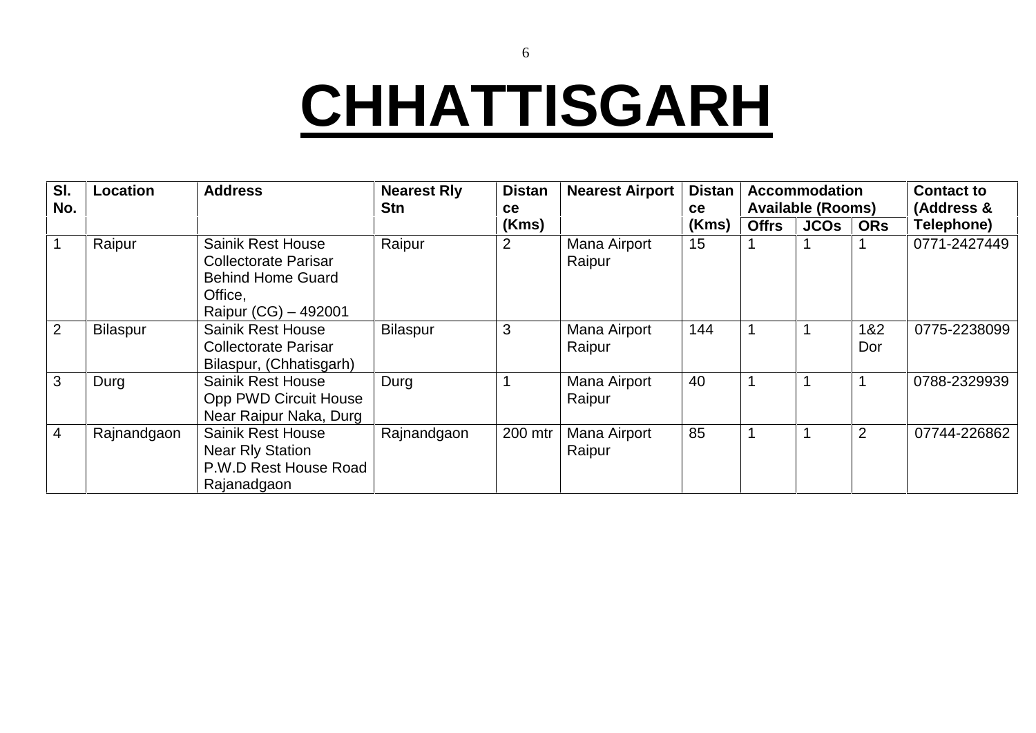# CHHATTISGARH

| Sl. No. | Location | Address | Nearest Rly Stn | Distance (Kms) | Nearest Airport | Distance (Kms) | Accommodation Available (Rooms) | | | Contact to (Address & Telephone) |
|---|---|---|---|---|---|---|---|---|---|---|
| | | | | | | | Offrs | JCOs | ORs | |
| 1 | Raipur | Sainik Rest House Collectorate Parisar Behind Home Guard Office, Raipur (CG) – 492001 | Raipur | 2 | Mana Airport Raipur | 15 | 1 | 1 | 1 | 0771-2427449 |
| 2 | Bilaspur | Sainik Rest House Collectorate Parisar Bilaspur, (Chhatisgarh) | Bilaspur | 3 | Mana Airport Raipur | 144 | 1 | 1 | 1&2 Dor | 0775-2238099 |
| 3 | Durg | Sainik Rest House Opp PWD Circuit House Near Raipur Naka, Durg | Durg | 1 | Mana Airport Raipur | 40 | 1 | 1 | 1 | 0788-2329939 |
| 4 | Rajnandgaon | Sainik Rest House Near Rly Station P.W.D Rest House Road Rajanadgaon | Rajnandgaon | 200 mtr | Mana Airport Raipur | 85 | 1 | 1 | 2 | 07744-226862 |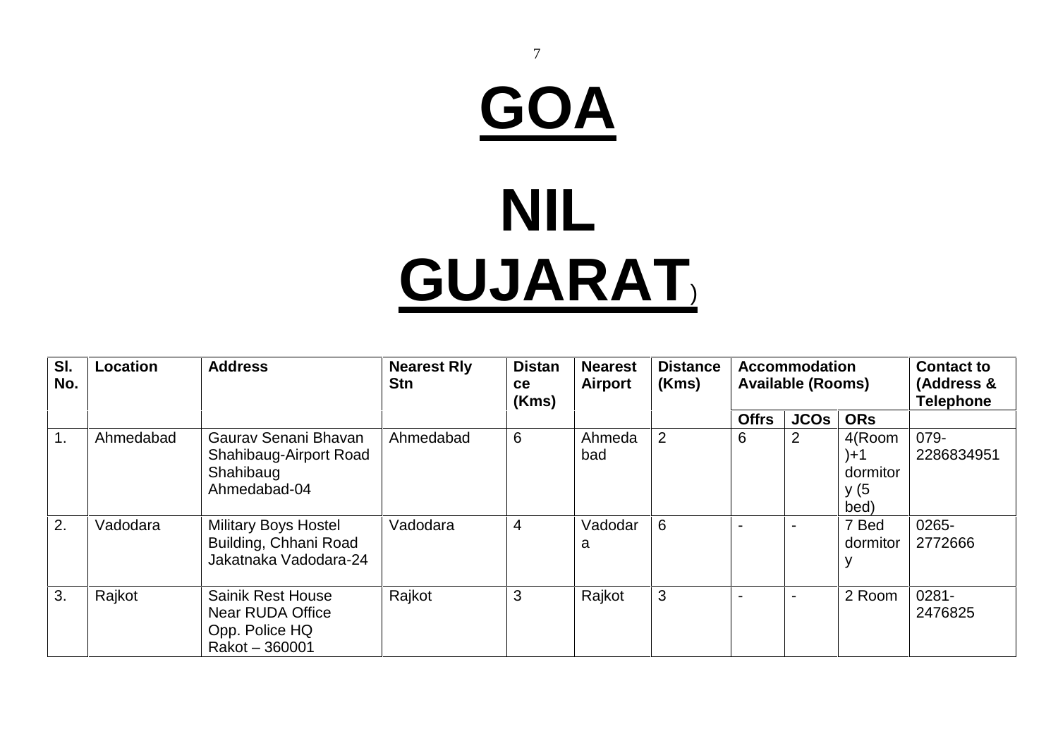# GOA

# NIL

# GUJARAT)

| Sl. No. | Location | Address | Nearest Rly Stn | Distance (Kms) | Nearest Airport | Distance (Kms) | Accommodation Available (Rooms) | | | Contact to (Address & Telephone |
|---|---|---|---|---|---|---|---|---|---|---|
| | | | | | | | Offrs | JCOs | ORs | |
| 1. | Ahmedabad | Gaurav Senani Bhavan Shahibaug-Airport Road Shahibaug Ahmedabad-04 | Ahmedabad | 6 | Ahmedabad | 2 | 6 | 2 | 4(Room)+1 dormitory (5 bed) | 079-2286834951 |
| 2. | Vadodara | Military Boys Hostel Building, Chhani Road Jakatnaka Vadodara-24 | Vadodara | 4 | Vadodara | 6 | - | - | 7 Bed dormitory | 0265-2772666 |
| 3. | Rajkot | Sainik Rest House Near RUDA Office Opp. Police HQ Rakot – 360001 | Rajkot | 3 | Rajkot | 3 | - | - | 2 Room | 0281-2476825 |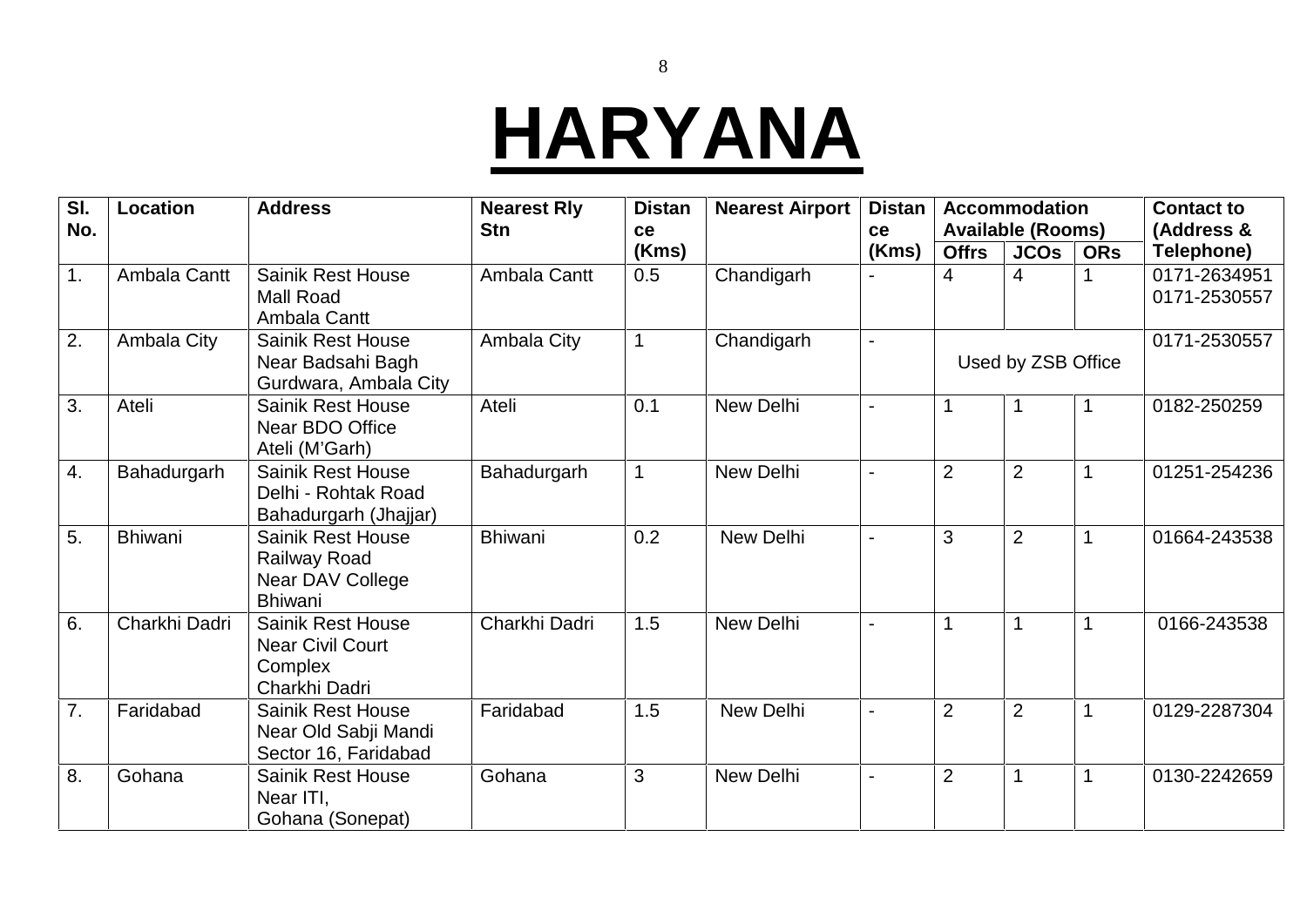# HARYANA

| Sl. No. | Location | Address | Nearest Rly Stn | Distance (Kms) | Nearest Airport | Distance (Kms) | Accommodation Available (Rooms) | | | Contact to (Address & Telephone) |
|---|---|---|---|---|---|---|---|---|---|---|
| | | | | | | | Offrs | JCOs | ORs | |
| 1. | Ambala Cantt | Sainik Rest House Mall Road Ambala Cantt | Ambala Cantt | 0.5 | Chandigarh | - | 4 | 4 | 1 | 0171-2634951 0171-2530557 |
| 2. | Ambala City | Sainik Rest House Near Badsahi Bagh Gurdwara, Ambala City | Ambala City | 1 | Chandigarh | - | Used by ZSB Office | | | 0171-2530557 |
| 3. | Ateli | Sainik Rest House Near BDO Office Ateli (M'Garh) | Ateli | 0.1 | New Delhi | - | 1 | 1 | 1 | 0182-250259 |
| 4. | Bahadurgarh | Sainik Rest House Delhi - Rohtak Road Bahadurgarh (Jhajjar) | Bahadurgarh | 1 | New Delhi | - | 2 | 2 | 1 | 01251-254236 |
| 5. | Bhiwani | Sainik Rest House Railway Road Near DAV College Bhiwani | Bhiwani | 0.2 | New Delhi | - | 3 | 2 | 1 | 01664-243538 |
| 6. | Charkhi Dadri | Sainik Rest House Near Civil Court Complex Charkhi Dadri | Charkhi Dadri | 1.5 | New Delhi | - | 1 | 1 | 1 | 0166-243538 |
| 7. | Faridabad | Sainik Rest House Near Old Sabji Mandi Sector 16, Faridabad | Faridabad | 1.5 | New Delhi | - | 2 | 2 | 1 | 0129-2287304 |
| 8. | Gohana | Sainik Rest House Near ITI, Gohana (Sonepat) | Gohana | 3 | New Delhi | - | 2 | 1 | 1 | 0130-2242659 |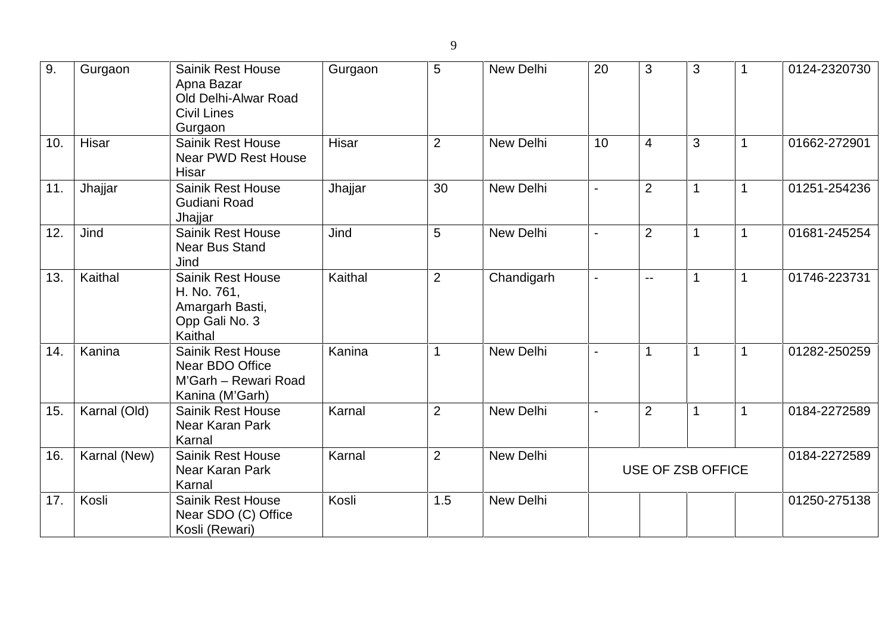| | | | | | | | | | | |
|---|---|---|---|---|---|---|---|---|---|---|
| 9. | Gurgaon | Sainik Rest House<br>Apna Bazar<br>Old Delhi-Alwar Road<br>Civil Lines<br>Gurgaon | Gurgaon | 5 | New Delhi | 20 | 3 | 3 | 1 | 0124-2320730 |
| 10. | Hisar | Sainik Rest House<br>Near PWD Rest House<br>Hisar | Hisar | 2 | New Delhi | 10 | 4 | 3 | 1 | 01662-272901 |
| 11. | Jhajjar | Sainik Rest House<br>Gudiani Road<br>Jhajjar | Jhajjar | 30 | New Delhi | - | 2 | 1 | 1 | 01251-254236 |
| 12. | Jind | Sainik Rest House<br>Near Bus Stand<br>Jind | Jind | 5 | New Delhi | - | 2 | 1 | 1 | 01681-245254 |
| 13. | Kaithal | Sainik Rest House<br>H. No. 761,<br>Amargarh Basti,<br>Opp Gali No. 3<br>Kaithal | Kaithal | 2 | Chandigarh | - | -- | 1 | 1 | 01746-223731 |
| 14. | Kanina | Sainik Rest House<br>Near BDO Office<br>M'Garh – Rewari Road<br>Kanina (M'Garh) | Kanina | 1 | New Delhi | - | 1 | 1 | 1 | 01282-250259 |
| 15. | Karnal (Old) | Sainik Rest House<br>Near Karan Park<br>Karnal | Karnal | 2 | New Delhi | - | 2 | 1 | 1 | 0184-2272589 |
| 16. | Karnal (New) | Sainik Rest House<br>Near Karan Park<br>Karnal | Karnal | 2 | New Delhi | USE OF ZSB OFFICE | | | | 0184-2272589 |
| 17. | Kosli | Sainik Rest House<br>Near SDO (C) Office<br>Kosli (Rewari) | Kosli | 1.5 | New Delhi | | | | | 01250-275138 |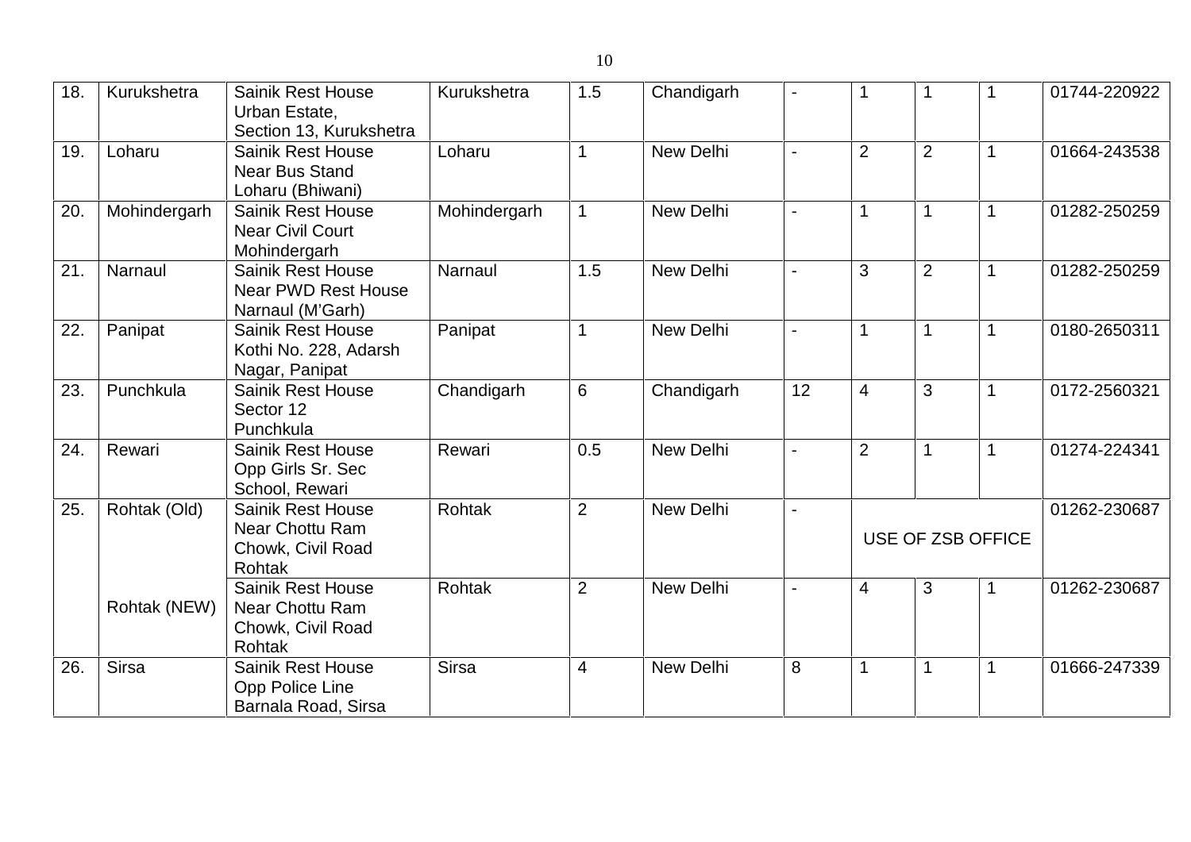| | | | | | | | | | | |
|---|---|---|---|---|---|---|---|---|---|---|
| 18. | Kurukshetra | Sainik Rest House Urban Estate, Section 13, Kurukshetra | Kurukshetra | 1.5 | Chandigarh | - | 1 | 1 | 1 | 01744-220922 |
| 19. | Loharu | Sainik Rest House Near Bus Stand Loharu (Bhiwani) | Loharu | 1 | New Delhi | - | 2 | 2 | 1 | 01664-243538 |
| 20. | Mohindergarh | Sainik Rest House Near Civil Court Mohindergarh | Mohindergarh | 1 | New Delhi | - | 1 | 1 | 1 | 01282-250259 |
| 21. | Narnaul | Sainik Rest House Near PWD Rest House Narnaul (M'Garh) | Narnaul | 1.5 | New Delhi | - | 3 | 2 | 1 | 01282-250259 |
| 22. | Panipat | Sainik Rest House Kothi No. 228, Adarsh Nagar, Panipat | Panipat | 1 | New Delhi | - | 1 | 1 | 1 | 0180-2650311 |
| 23. | Punchkula | Sainik Rest House Sector 12 Punchkula | Chandigarh | 6 | Chandigarh | 12 | 4 | 3 | 1 | 0172-2560321 |
| 24. | Rewari | Sainik Rest House Opp Girls Sr. Sec School, Rewari | Rewari | 0.5 | New Delhi | - | 2 | 1 | 1 | 01274-224341 |
| 25. | Rohtak (Old) | Sainik Rest House Near Chottu Ram Chowk, Civil Road Rohtak | Rohtak | 2 | New Delhi | - | USE OF ZSB OFFICE | | | 01262-230687 |
| | Rohtak (NEW) | Sainik Rest House Near Chottu Ram Chowk, Civil Road Rohtak | Rohtak | 2 | New Delhi | - | 4 | 3 | 1 | 01262-230687 |
| 26. | Sirsa | Sainik Rest House Opp Police Line Barnala Road, Sirsa | Sirsa | 4 | New Delhi | 8 | 1 | 1 | 1 | 01666-247339 |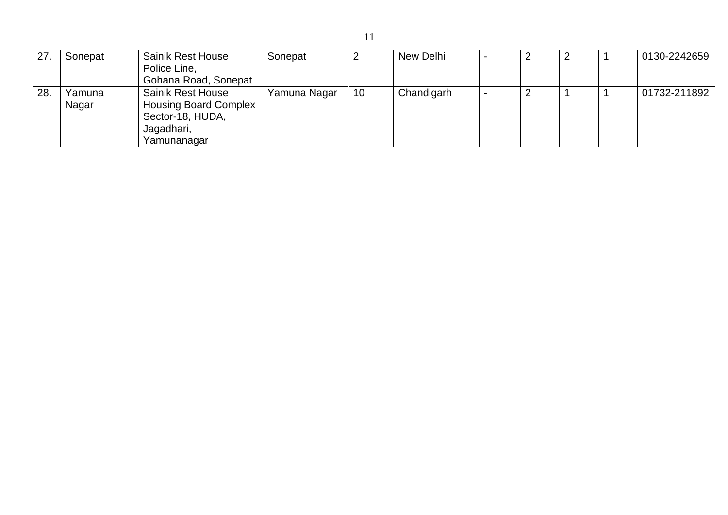| | | | | | | | | | | |
|---|---|---|---|---|---|---|---|---|---|---|
| 27. | Sonepat | Sainik Rest House Police Line, Gohana Road, Sonepat | Sonepat | 2 | New Delhi | - | 2 | 2 | 1 | 0130-2242659 |
| 28. | Yamuna Nagar | Sainik Rest House Housing Board Complex Sector-18, HUDA, Jagadhari, Yamunanagar | Yamuna Nagar | 10 | Chandigarh | - | 2 | 1 | 1 | 01732-211892 |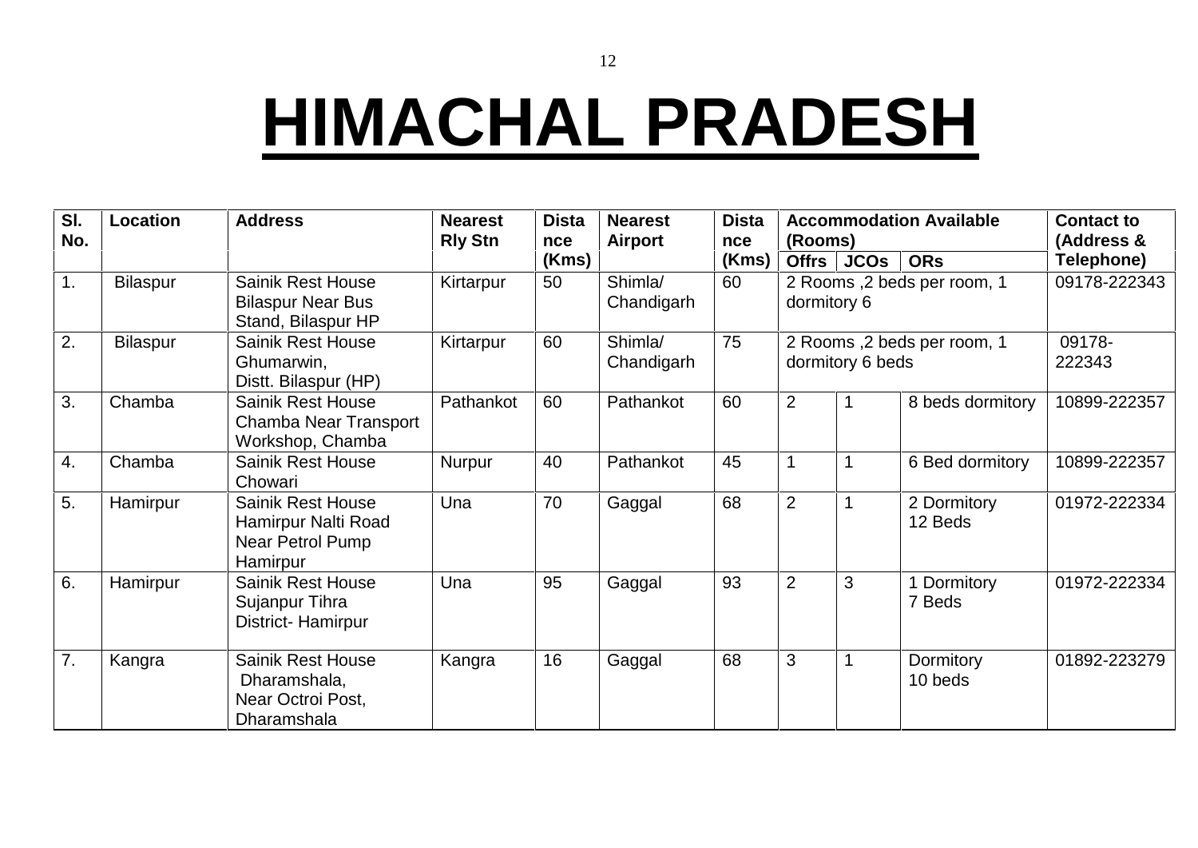# HIMACHAL PRADESH

| Sl. No. | Location | Address | Nearest Rly Stn | Distance (Kms) | Nearest Airport | Distance (Kms) | Accommodation Available (Rooms) | | | Contact to (Address & Telephone) |
|---|---|---|---|---|---|---|---|---|---|---|
| | | | | | | | Offrs | JCOs | ORs | |
| 1. | Bilaspur | Sainik Rest House Bilaspur Near Bus Stand, Bilaspur HP | Kirtarpur | 50 | Shimla/ Chandigarh | 60 | 2 Rooms ,2 beds per room, 1 dormitory 6 | | | 09178-222343 |
| 2. | Bilaspur | Sainik Rest House Ghumarwin, Distt. Bilaspur (HP) | Kirtarpur | 60 | Shimla/ Chandigarh | 75 | 2 Rooms ,2 beds per room, 1 dormitory 6 beds | | | 09178-222343 |
| 3. | Chamba | Sainik Rest House Chamba Near Transport Workshop, Chamba | Pathankot | 60 | Pathankot | 60 | 2 | 1 | 8 beds dormitory | 10899-222357 |
| 4. | Chamba | Sainik Rest House Chowari | Nurpur | 40 | Pathankot | 45 | 1 | 1 | 6 Bed dormitory | 10899-222357 |
| 5. | Hamirpur | Sainik Rest House Hamirpur Nalti Road Near Petrol Pump Hamirpur | Una | 70 | Gaggal | 68 | 2 | 1 | 2 Dormitory 12 Beds | 01972-222334 |
| 6. | Hamirpur | Sainik Rest House Sujanpur Tihra District- Hamirpur | Una | 95 | Gaggal | 93 | 2 | 3 | 1 Dormitory 7 Beds | 01972-222334 |
| 7. | Kangra | Sainik Rest House Dharamshala, Near Octroi Post, Dharamshala | Kangra | 16 | Gaggal | 68 | 3 | 1 | Dormitory 10 beds | 01892-223279 |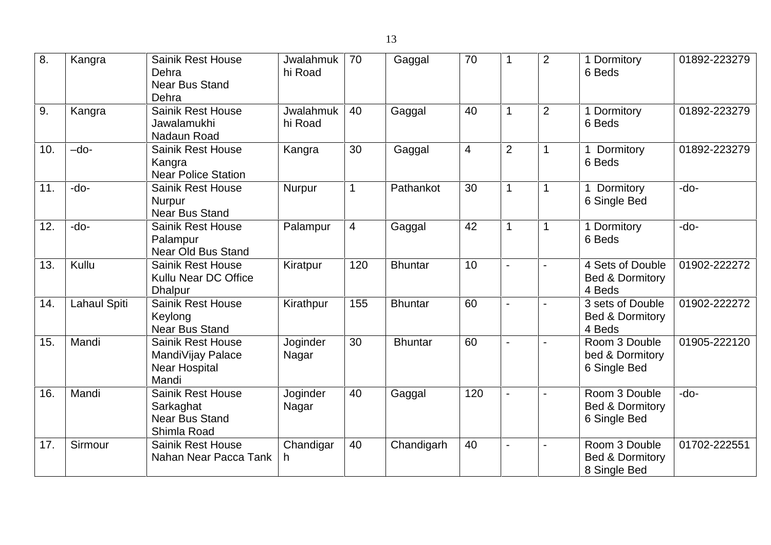| 8. | Kangra | Sainik Rest House Dehra Near Bus Stand Dehra | Jwalahmukhi Road | 70 | Gaggal | 70 | 1 | 2 | 1 Dormitory 6 Beds | 01892-223279 |
|---|---|---|---|---|---|---|---|---|---|---|
| 9. | Kangra | Sainik Rest House Jawalamukhi Nadaun Road | Jwalahmukhi Road | 40 | Gaggal | 40 | 1 | 2 | 1 Dormitory 6 Beds | 01892-223279 |
| 10. | –do- | Sainik Rest House Kangra Near Police Station | Kangra | 30 | Gaggal | 4 | 2 | 1 | 1 Dormitory 6 Beds | 01892-223279 |
| 11. | -do- | Sainik Rest House Nurpur Near Bus Stand | Nurpur | 1 | Pathankot | 30 | 1 | 1 | 1 Dormitory 6 Single Bed | -do- |
| 12. | -do- | Sainik Rest House Palampur Near Old Bus Stand | Palampur | 4 | Gaggal | 42 | 1 | 1 | 1 Dormitory 6 Beds | -do- |
| 13. | Kullu | Sainik Rest House Kullu Near DC Office Dhalpur | Kiratpur | 120 | Bhuntar | 10 | - | - | 4 Sets of Double Bed & Dormitory 4 Beds | 01902-222272 |
| 14. | Lahaul Spiti | Sainik Rest House Keylong Near Bus Stand | Kirathpur | 155 | Bhuntar | 60 | - | - | 3 sets of Double Bed & Dormitory 4 Beds | 01902-222272 |
| 15. | Mandi | Sainik Rest House MandiVijay Palace Near Hospital Mandi | Joginder Nagar | 30 | Bhuntar | 60 | - | - | Room 3 Double bed & Dormitory 6 Single Bed | 01905-222120 |
| 16. | Mandi | Sainik Rest House Sarkaghat Near Bus Stand Shimla Road | Joginder Nagar | 40 | Gaggal | 120 | - | - | Room 3 Double Bed & Dormitory 6 Single Bed | -do- |
| 17. | Sirmour | Sainik Rest House Nahan Near Pacca Tank | Chandigarh | 40 | Chandigarh | 40 | - | - | Room 3 Double Bed & Dormitory 8 Single Bed | 01702-222551 |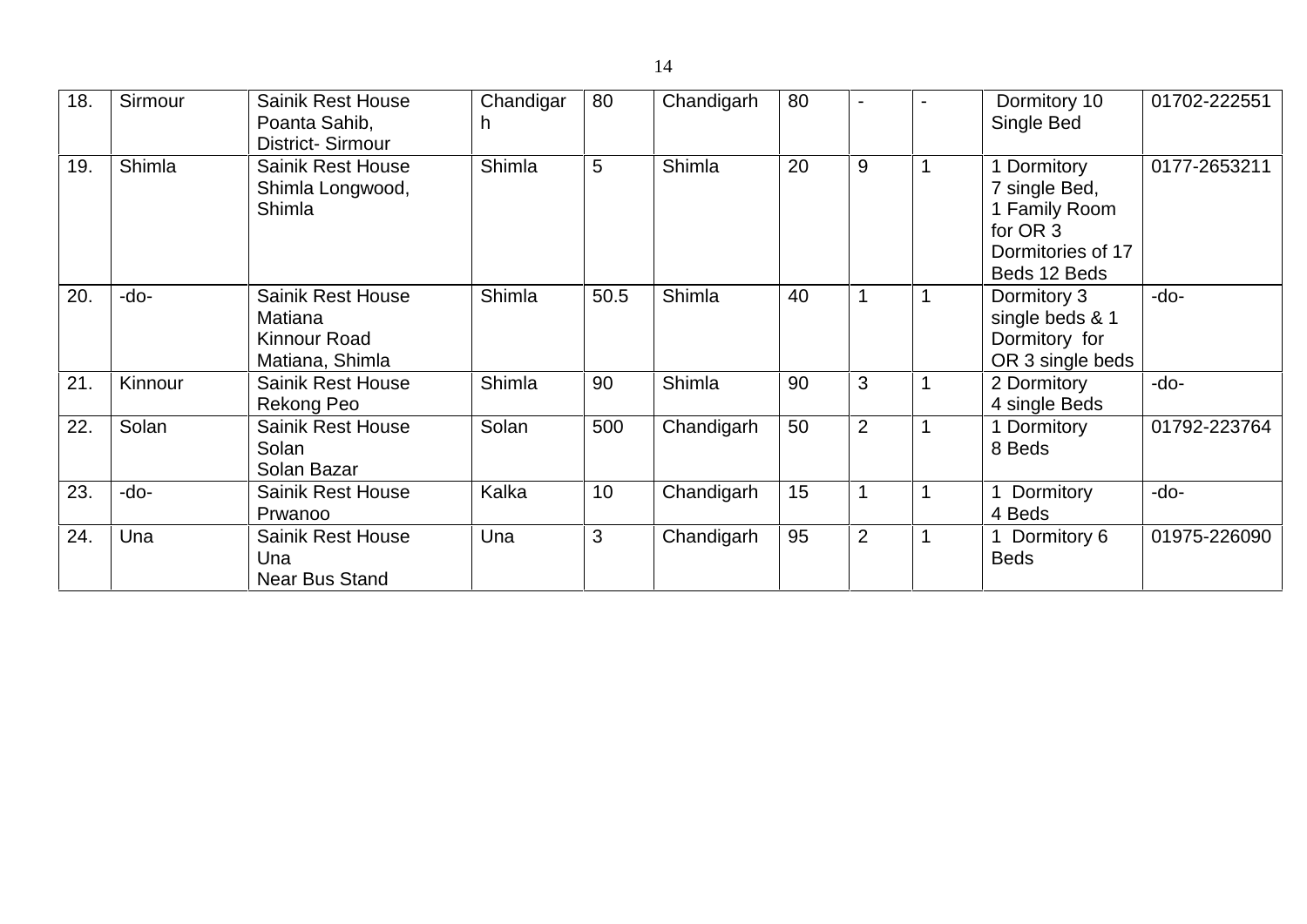| 18. | Sirmour | Sainik Rest House Poanta Sahib, District- Sirmour | Chandigarh | 80 | Chandigarh | 80 | - | - | Dormitory 10 Single Bed | 01702-222551 |
|---|---|---|---|---|---|---|---|---|---|---|
| 19. | Shimla | Sainik Rest House Shimla Longwood, Shimla | Shimla | 5 | Shimla | 20 | 9 | 1 | 1 Dormitory 7 single Bed, 1 Family Room for OR 3 Dormitories of 17 Beds 12 Beds | 0177-2653211 |
| 20. | -do- | Sainik Rest House Matiana Kinnour Road Matiana, Shimla | Shimla | 50.5 | Shimla | 40 | 1 | 1 | Dormitory 3 single beds & 1 Dormitory for OR 3 single beds | -do- |
| 21. | Kinnour | Sainik Rest House Rekong Peo | Shimla | 90 | Shimla | 90 | 3 | 1 | 2 Dormitory 4 single Beds | -do- |
| 22. | Solan | Sainik Rest House Solan Solan Bazar | Solan | 500 | Chandigarh | 50 | 2 | 1 | 1 Dormitory 8 Beds | 01792-223764 |
| 23. | -do- | Sainik Rest House Prwanoo | Kalka | 10 | Chandigarh | 15 | 1 | 1 | 1 Dormitory 4 Beds | -do- |
| 24. | Una | Sainik Rest House Una Near Bus Stand | Una | 3 | Chandigarh | 95 | 2 | 1 | 1 Dormitory 6 Beds | 01975-226090 |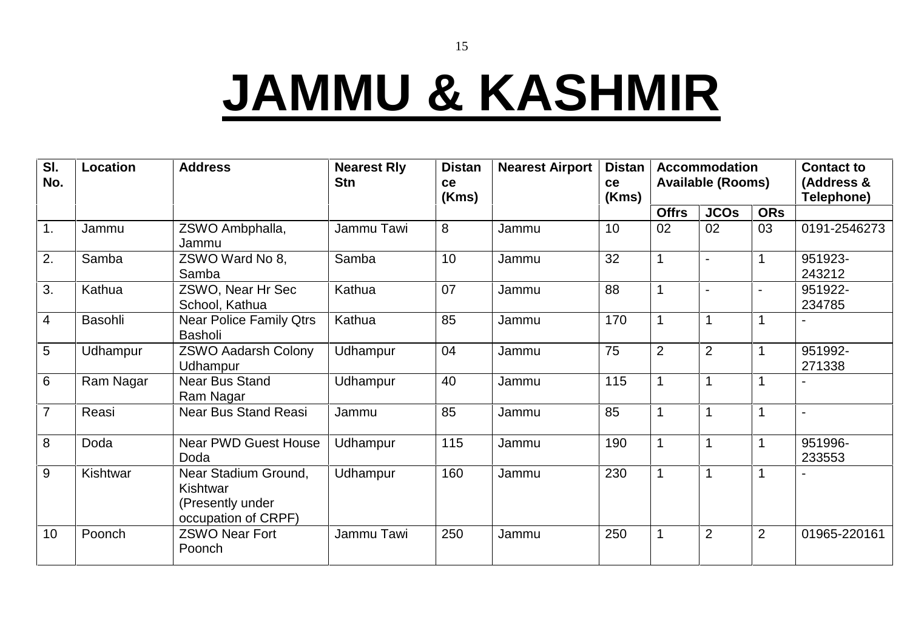# JAMMU & KASHMIR

| Sl. No. | Location | Address | Nearest Rly Stn | Distance (Kms) | Nearest Airport | Distance (Kms) | Accommodation Available (Rooms) | | | Contact to (Address & Telephone) |
|---|---|---|---|---|---|---|---|---|---|---|
| | | | | | | | Offrs | JCOs | ORs | |
| 1. | Jammu | ZSWO Ambphalla, Jammu | Jammu Tawi | 8 | Jammu | 10 | 02 | 02 | 03 | 0191-2546273 |
| 2. | Samba | ZSWO Ward No 8, Samba | Samba | 10 | Jammu | 32 | 1 | - | 1 | 951923-243212 |
| 3. | Kathua | ZSWO, Near Hr Sec School, Kathua | Kathua | 07 | Jammu | 88 | 1 | - | - | 951922-234785 |
| 4 | Basohli | Near Police Family Qtrs Basholi | Kathua | 85 | Jammu | 170 | 1 | 1 | 1 | - |
| 5 | Udhampur | ZSWO Aadarsh Colony Udhampur | Udhampur | 04 | Jammu | 75 | 2 | 2 | 1 | 951992-271338 |
| 6 | Ram Nagar | Near Bus Stand Ram Nagar | Udhampur | 40 | Jammu | 115 | 1 | 1 | 1 | - |
| 7 | Reasi | Near Bus Stand Reasi | Jammu | 85 | Jammu | 85 | 1 | 1 | 1 | - |
| 8 | Doda | Near PWD Guest House Doda | Udhampur | 115 | Jammu | 190 | 1 | 1 | 1 | 951996-233553 |
| 9 | Kishtwar | Near Stadium Ground, Kishtwar (Presently under occupation of CRPF) | Udhampur | 160 | Jammu | 230 | 1 | 1 | 1 | - |
| 10 | Poonch | ZSWO Near Fort Poonch | Jammu Tawi | 250 | Jammu | 250 | 1 | 2 | 2 | 01965-220161 |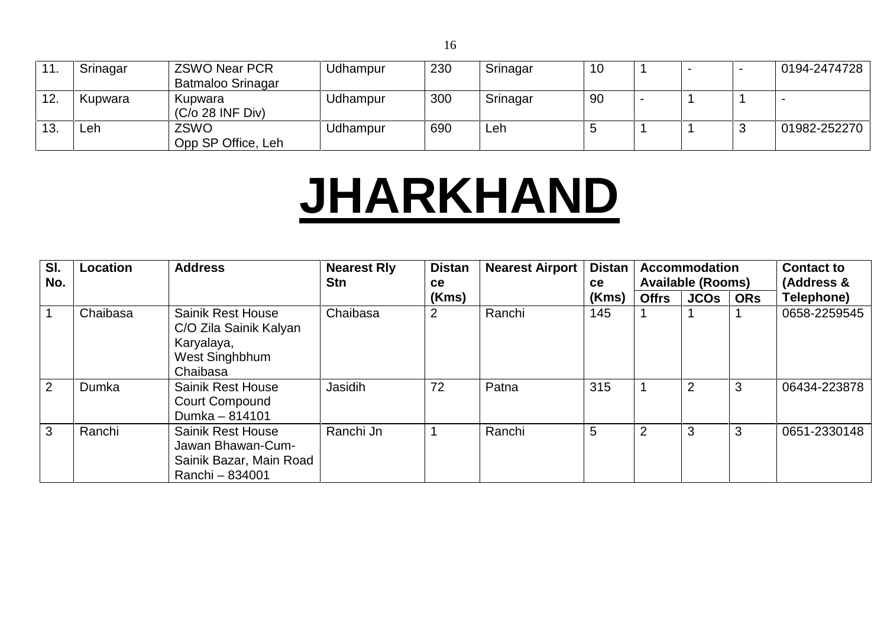| 11. | Srinagar | ZSWO Near PCR Batmaloo Srinagar | Udhampur | 230 | Srinagar | 10 | 1 | - | - | 0194-2474728 |
|---|---|---|---|---|---|---|---|---|---|---|
| 12. | Kupwara | Kupwara (C/o 28 INF Div) | Udhampur | 300 | Srinagar | 90 | - | 1 | 1 | - |
| 13. | Leh | ZSWO Opp SP Office, Leh | Udhampur | 690 | Leh | 5 | 1 | 1 | 3 | 01982-252270 |

# JHARKHAND

| Sl. No. | Location | Address | Nearest Rly Stn | Distance (Kms) | Nearest Airport | Distance (Kms) | Accommodation Available (Rooms) | | | Contact to (Address & Telephone) |
|---|---|---|---|---|---|---|---|---|---|---|
| | | | | | | | Offrs | JCOs | ORs | |
| 1 | Chaibasa | Sainik Rest House C/O Zila Sainik Kalyan Karyalaya, West Singhbhum Chaibasa | Chaibasa | 2 | Ranchi | 145 | 1 | 1 | 1 | 0658-2259545 |
| 2 | Dumka | Sainik Rest House Court Compound Dumka – 814101 | Jasidih | 72 | Patna | 315 | 1 | 2 | 3 | 06434-223878 |
| 3 | Ranchi | Sainik Rest House Jawan Bhawan-Cum-Sainik Bazar, Main Road Ranchi – 834001 | Ranchi Jn | 1 | Ranchi | 5 | 2 | 3 | 3 | 0651-2330148 |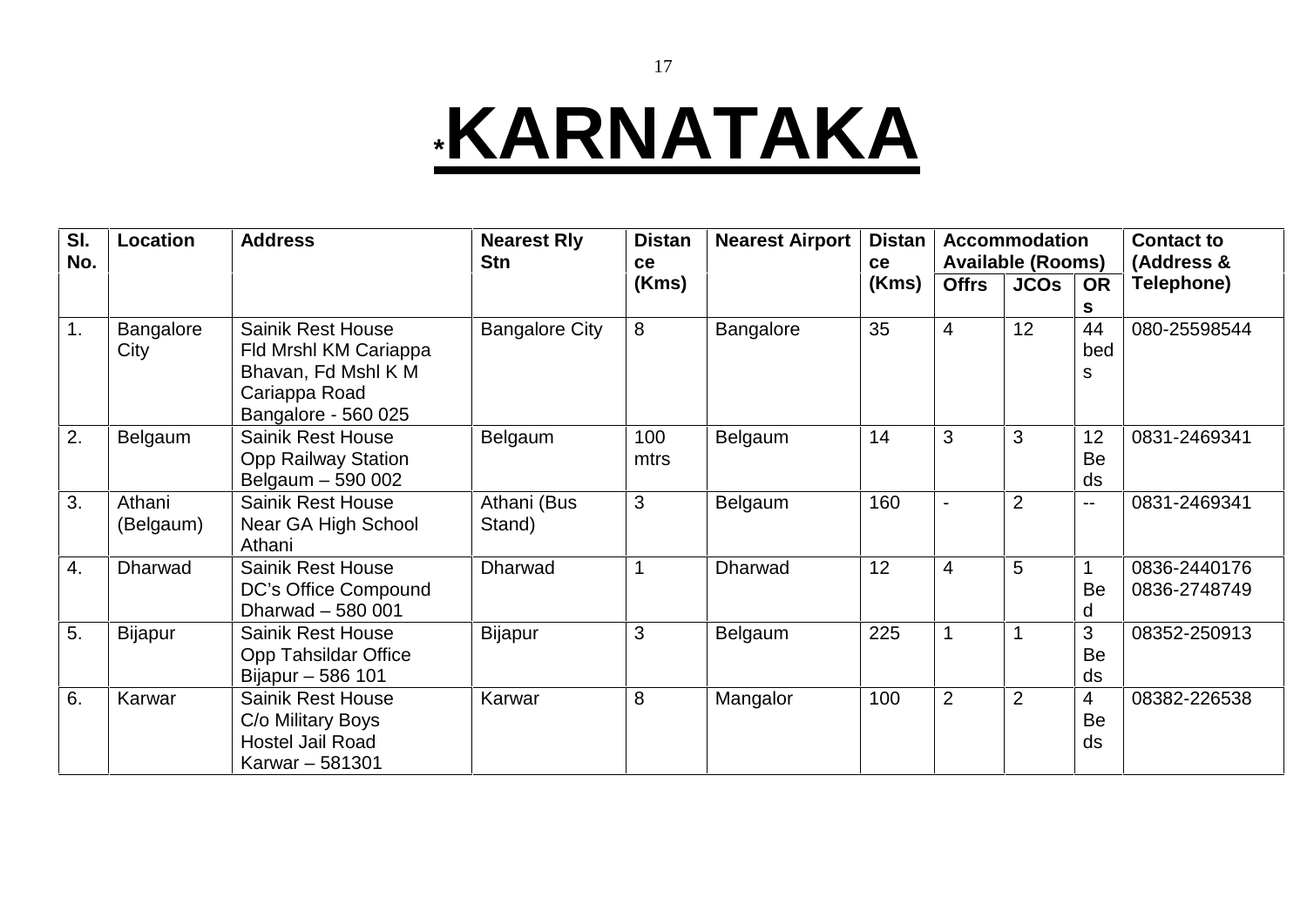# *KARNATAKA

| Sl. No. | Location | Address | Nearest Rly Stn | Distance (Kms) | Nearest Airport | Distance (Kms) | Accommodation Available (Rooms) | | | Contact to (Address & Telephone) |
|---|---|---|---|---|---|---|---|---|---|---|
| | | | | | | | Offrs | JCOs | ORs | |
| 1. | Bangalore City | Sainik Rest House Fld Mrshl KM Cariappa Bhavan, Fd Mshl K M Cariappa Road Bangalore - 560 025 | Bangalore City | 8 | Bangalore | 35 | 4 | 12 | 44 beds | 080-25598544 |
| 2. | Belgaum | Sainik Rest House Opp Railway Station Belgaum – 590 002 | Belgaum | 100 mtrs | Belgaum | 14 | 3 | 3 | 12 Beds | 0831-2469341 |
| 3. | Athani (Belgaum) | Sainik Rest House Near GA High School Athani | Athani (Bus Stand) | 3 | Belgaum | 160 | - | 2 | -- | 0831-2469341 |
| 4. | Dharwad | Sainik Rest House DC's Office Compound Dharwad – 580 001 | Dharwad | 1 | Dharwad | 12 | 4 | 5 | 1 Bed | 0836-2440176 0836-2748749 |
| 5. | Bijapur | Sainik Rest House Opp Tahsildar Office Bijapur – 586 101 | Bijapur | 3 | Belgaum | 225 | 1 | 1 | 3 Beds | 08352-250913 |
| 6. | Karwar | Sainik Rest House C/o Military Boys Hostel Jail Road Karwar – 581301 | Karwar | 8 | Mangalor | 100 | 2 | 2 | 4 Beds | 08382-226538 |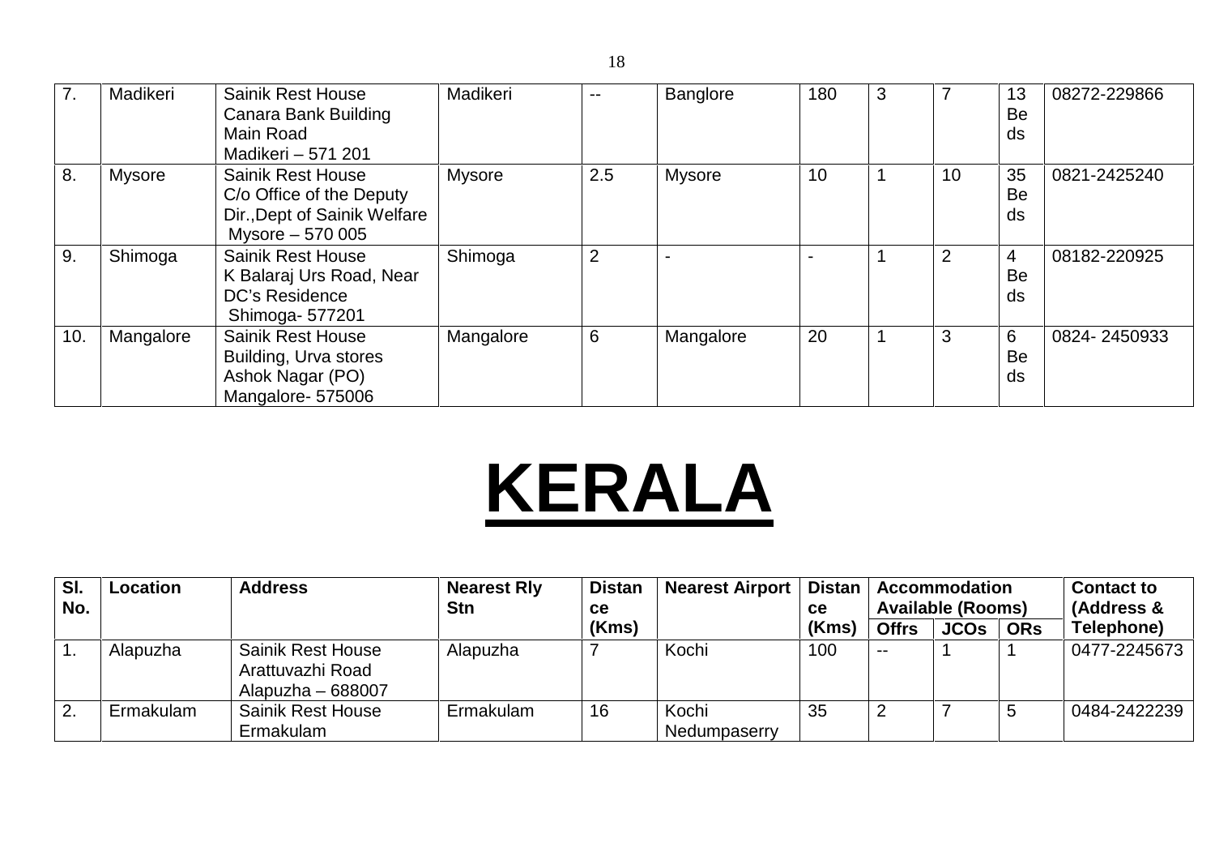| 7. | Madikeri | Sainik Rest House Canara Bank Building Main Road Madikeri – 571 201 | Madikeri | -- | Banglore | 180 | 3 | 7 | 13 Beds | 08272-229866 |
|---|---|---|---|---|---|---|---|---|---|---|
| 8. | Mysore | Sainik Rest House C/o Office of the Deputy Dir.,Dept of Sainik Welfare Mysore – 570 005 | Mysore | 2.5 | Mysore | 10 | 1 | 10 | 35 Beds | 0821-2425240 |
| 9. | Shimoga | Sainik Rest House K Balaraj Urs Road, Near DC's Residence Shimoga- 577201 | Shimoga | 2 | - | - | 1 | 2 | 4 Beds | 08182-220925 |
| 10. | Mangalore | Sainik Rest House Building, Urva stores Ashok Nagar (PO) Mangalore- 575006 | Mangalore | 6 | Mangalore | 20 | 1 | 3 | 6 Beds | 0824- 2450933 |

# KERALA

| Sl. No. | Location | Address | Nearest Rly Stn | Distance (Kms) | Nearest Airport | Distance (Kms) | Accommodation Available (Rooms) | | | Contact to (Address & Telephone) |
|---|---|---|---|---|---|---|---|---|---|---|
| | | | | | | | Offrs | JCOs | ORs | |
| 1. | Alapuzha | Sainik Rest House Arattuvazhi Road Alapuzha – 688007 | Alapuzha | 7 | Kochi | 100 | -- | 1 | 1 | 0477-2245673 |
| 2. | Ermakulam | Sainik Rest House Ermakulam | Ermakulam | 16 | Kochi Nedumpaserry | 35 | 2 | 7 | 5 | 0484-2422239 |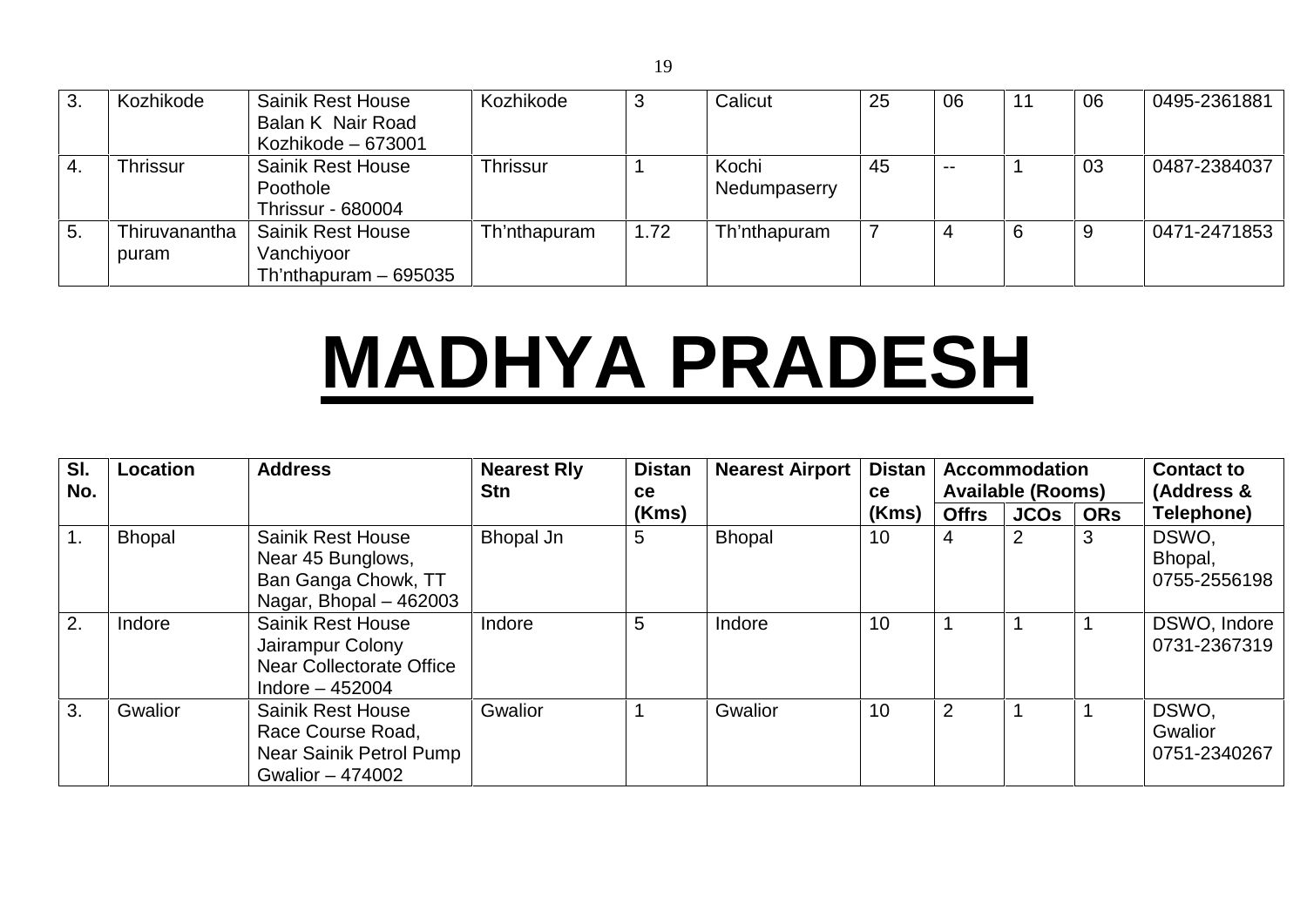| 3. | Kozhikode | Sainik Rest House Balan K Nair Road Kozhikode – 673001 | Kozhikode | 3 | Calicut | 25 | 06 | 11 | 06 | 0495-2361881 |
|---|---|---|---|---|---|---|---|---|---|---|
| 4. | Thrissur | Sainik Rest House Poothole Thrissur - 680004 | Thrissur | 1 | Kochi Nedumpaserry | 45 | -- | 1 | 03 | 0487-2384037 |
| 5. | Thiruvananthapuram | Sainik Rest House Vanchiyoor Th'nthapuram – 695035 | Th'nthapuram | 1.72 | Th'nthapuram | 7 | 4 | 6 | 9 | 0471-2471853 |

# MADHYA PRADESH

| Sl. No. | Location | Address | Nearest Rly Stn | Distance (Kms) | Nearest Airport | Distance (Kms) | Accommodation Available (Rooms) | | | Contact to (Address & Telephone) |
|---|---|---|---|---|---|---|---|---|---|---|
| | | | | | | | Offrs | JCOs | ORs | |
| 1. | Bhopal | Sainik Rest House Near 45 Bunglows, Ban Ganga Chowk, TT Nagar, Bhopal – 462003 | Bhopal Jn | 5 | Bhopal | 10 | 4 | 2 | 3 | DSWO, Bhopal, 0755-2556198 |
| 2. | Indore | Sainik Rest House Jairampur Colony Near Collectorate Office Indore – 452004 | Indore | 5 | Indore | 10 | 1 | 1 | 1 | DSWO, Indore 0731-2367319 |
| 3. | Gwalior | Sainik Rest House Race Course Road, Near Sainik Petrol Pump Gwalior – 474002 | Gwalior | 1 | Gwalior | 10 | 2 | 1 | 1 | DSWO, Gwalior 0751-2340267 |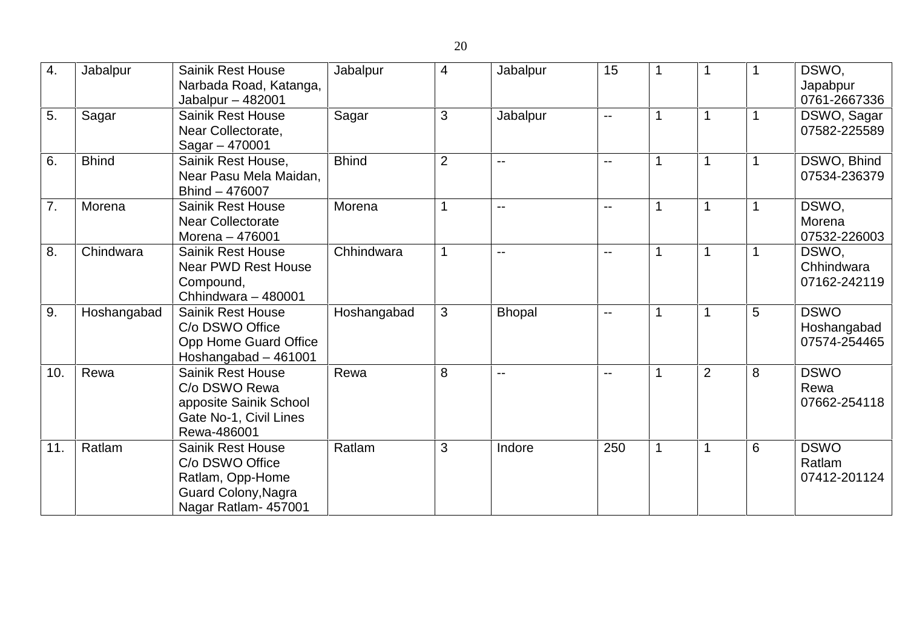| | | | | | | | | | | |
|---|---|---|---|---|---|---|---|---|---|---|
| 4. | Jabalpur | Sainik Rest House Narbada Road, Katanga, Jabalpur – 482001 | Jabalpur | 4 | Jabalpur | 15 | 1 | 1 | 1 | DSWO, Japabpur 0761-2667336 |
| 5. | Sagar | Sainik Rest House Near Collectorate, Sagar – 470001 | Sagar | 3 | Jabalpur | -- | 1 | 1 | 1 | DSWO, Sagar 07582-225589 |
| 6. | Bhind | Sainik Rest House, Near Pasu Mela Maidan, Bhind – 476007 | Bhind | 2 | -- | -- | 1 | 1 | 1 | DSWO, Bhind 07534-236379 |
| 7. | Morena | Sainik Rest House Near Collectorate Morena – 476001 | Morena | 1 | -- | -- | 1 | 1 | 1 | DSWO, Morena 07532-226003 |
| 8. | Chindwara | Sainik Rest House Near PWD Rest House Compound, Chhindwara – 480001 | Chhindwara | 1 | -- | -- | 1 | 1 | 1 | DSWO, Chhindwara 07162-242119 |
| 9. | Hoshangabad | Sainik Rest House C/o DSWO Office Opp Home Guard Office Hoshangabad – 461001 | Hoshangabad | 3 | Bhopal | -- | 1 | 1 | 5 | DSWO Hoshangabad 07574-254465 |
| 10. | Rewa | Sainik Rest House C/o DSWO Rewa apposite Sainik School Gate No-1, Civil Lines Rewa-486001 | Rewa | 8 | -- | -- | 1 | 2 | 8 | DSWO Rewa 07662-254118 |
| 11. | Ratlam | Sainik Rest House C/o DSWO Office Ratlam, Opp-Home Guard Colony,Nagra Nagar Ratlam- 457001 | Ratlam | 3 | Indore | 250 | 1 | 1 | 6 | DSWO Ratlam 07412-201124 |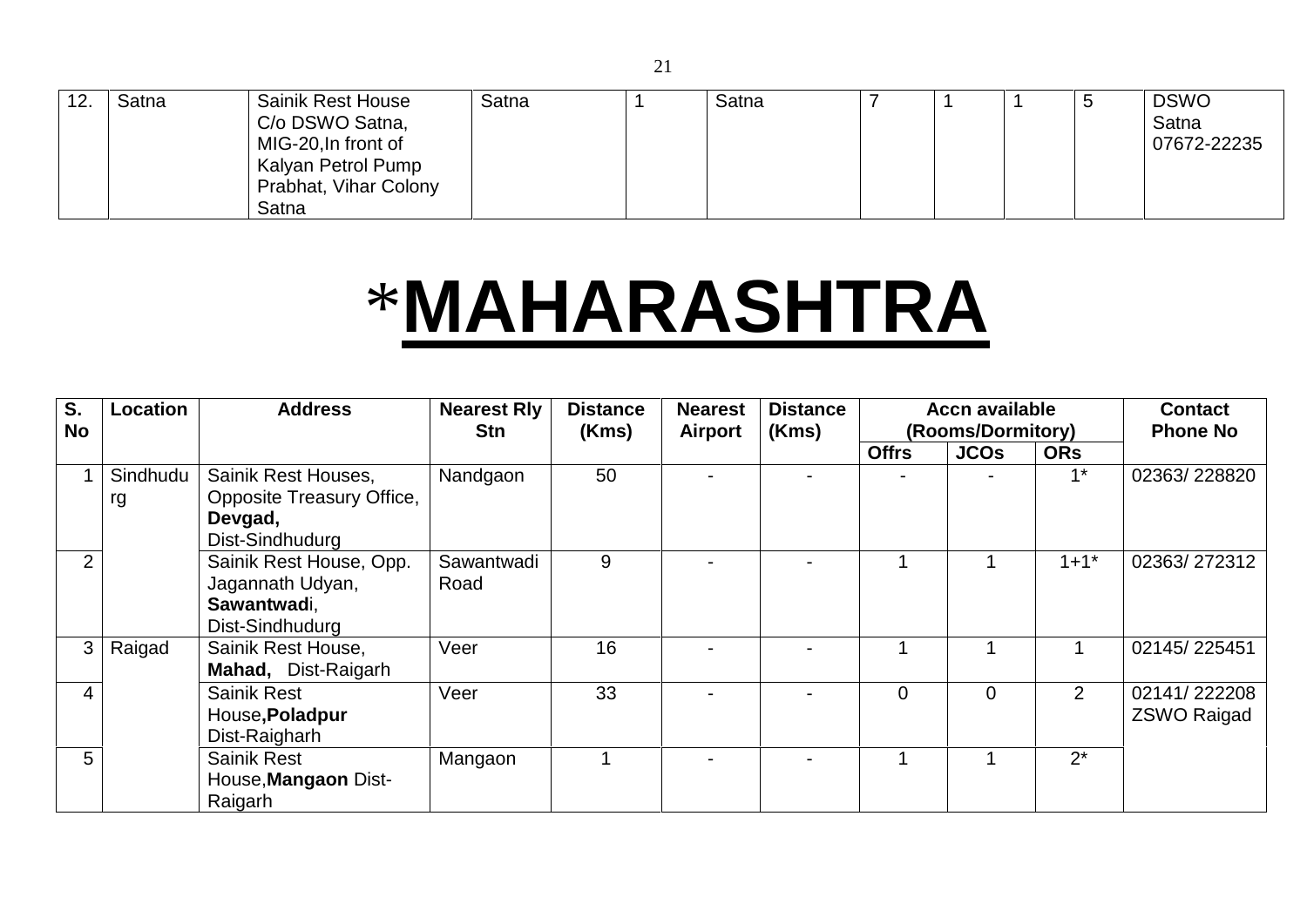| 12. | Satna | Sainik Rest House C/o DSWO Satna, MIG-20,In front of Kalyan Petrol Pump Prabhat, Vihar Colony Satna | Satna | 1 | Satna | 7 | 1 | 1 | 5 | DSWO Satna 07672-22235 |
|---|---|---|---|---|---|---|---|---|---|---|

# *MAHARASHTRA

| S. No | Location | Address | Nearest Rly Stn | Distance (Kms) | Nearest Airport | Distance (Kms) | Accn available (Rooms/Dormitory) | | | Contact Phone No |
|---|---|---|---|---|---|---|---|---|---|---|
| | | | | | | | Offrs | JCOs | ORs | |
| 1 | Sindhudurg | Sainik Rest Houses, Opposite Treasury Office, **Devgad,** Dist-Sindhudurg | Nandgaon | 50 | - | - | - | - | 1* | 02363/ 228820 |
| 2 | | Sainik Rest House, Opp. Jagannath Udyan, **Sawantwad**i, Dist-Sindhudurg | Sawantwadi Road | 9 | - | - | 1 | 1 | 1+1* | 02363/ 272312 |
| 3 | Raigad | Sainik Rest House, **Mahad,** Dist-Raigarh | Veer | 16 | - | - | 1 | 1 | 1 | 02145/ 225451 |
| 4 | | Sainik Rest House**,Poladpur** Dist-Raigharh | Veer | 33 | - | - | 0 | 0 | 2 | 02141/ 222208 ZSWO Raigad |
| 5 | | Sainik Rest House,**Mangaon** Dist-Raigarh | Mangaon | 1 | - | - | 1 | 1 | 2* | |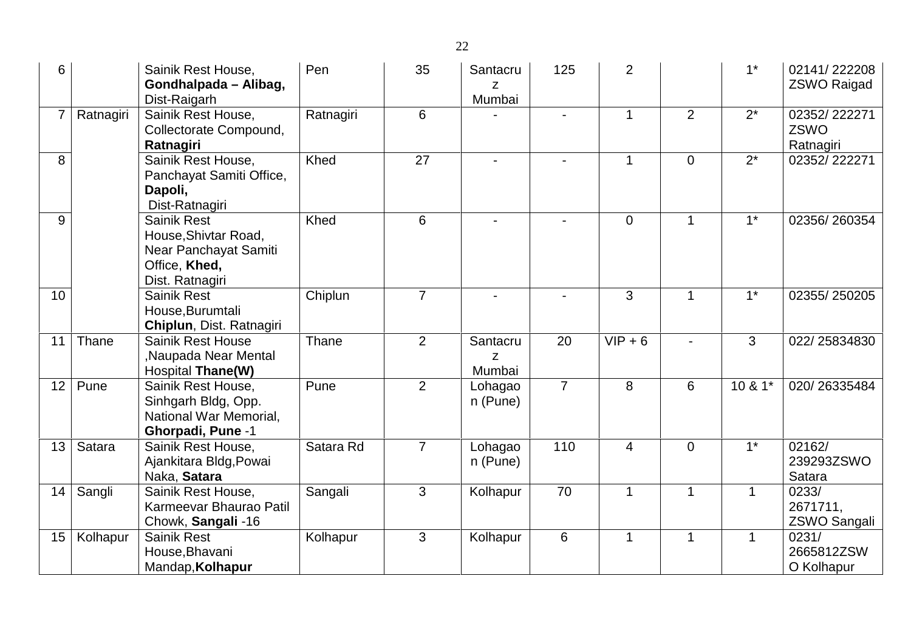| 6 | | Sainik Rest House, **Gondhalpada – Alibag,** Dist-Raigarh | Pen | 35 | Santacruz Mumbai | 125 | 2 | | 1* | 02141/ 222208 ZSWO Raigad |
|---|---|---|---|---|---|---|---|---|---|---|
| 7 | Ratnagiri | Sainik Rest House, Collectorate Compound, **Ratnagiri** | Ratnagiri | 6 | - | - | 1 | 2 | 2* | 02352/ 222271 ZSWO Ratnagiri |
| 8 | | Sainik Rest House, Panchayat Samiti Office, **Dapoli,** Dist-Ratnagiri | Khed | 27 | - | - | 1 | 0 | 2* | 02352/ 222271 |
| 9 | | Sainik Rest House,Shivtar Road, Near Panchayat Samiti Office, **Khed,** Dist. Ratnagiri | Khed | 6 | - | - | 0 | 1 | 1* | 02356/ 260354 |
| 10 | | Sainik Rest House,Burumtali **Chiplun**, Dist. Ratnagiri | Chiplun | 7 | - | - | 3 | 1 | 1* | 02355/ 250205 |
| 11 | Thane | Sainik Rest House ,Naupada Near Mental Hospital **Thane(W)** | Thane | 2 | Santacruz Mumbai | 20 | VIP + 6 | - | 3 | 022/ 25834830 |
| 12 | Pune | Sainik Rest House, Sinhgarh Bldg, Opp. National War Memorial, **Ghorpadi, Pune** -1 | Pune | 2 | Lohagaon (Pune) | 7 | 8 | 6 | 10 & 1* | 020/ 26335484 |
| 13 | Satara | Sainik Rest House, Ajankitara Bldg,Powai Naka, **Satara** | Satara Rd | 7 | Lohagaon (Pune) | 110 | 4 | 0 | 1* | 02162/ 239293ZSWO Satara |
| 14 | Sangli | Sainik Rest House, Karmeevar Bhaurao Patil Chowk, **Sangali** -16 | Sangali | 3 | Kolhapur | 70 | 1 | 1 | 1 | 0233/ 2671711, ZSWO Sangali |
| 15 | Kolhapur | Sainik Rest House,Bhavani Mandap,**Kolhapur** | Kolhapur | 3 | Kolhapur | 6 | 1 | 1 | 1 | 0231/ 2665812ZSWO Kolhapur |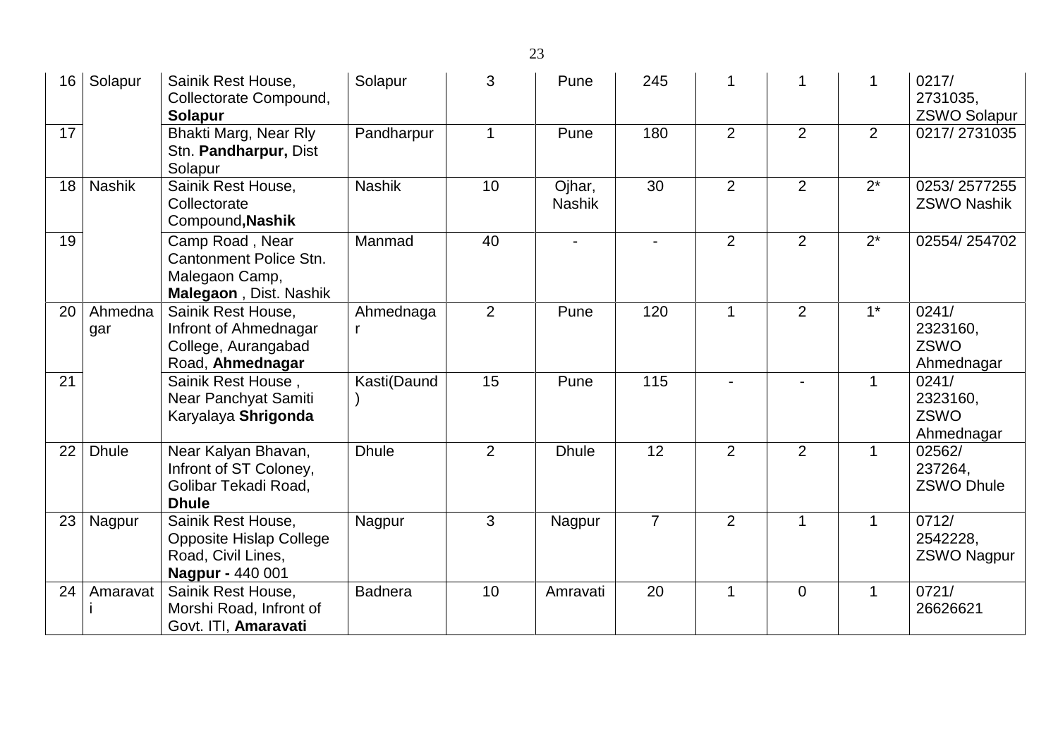| 16 | Solapur | Sainik Rest House, Collectorate Compound, **Solapur** | Solapur | 3 | Pune | 245 | 1 | 1 | 1 | 0217/ 2731035, ZSWO Solapur |
|---|---|---|---|---|---|---|---|---|---|---|
| 17 | | Bhakti Marg, Near Rly Stn. **Pandharpur,** Dist Solapur | Pandharpur | 1 | Pune | 180 | 2 | 2 | 2 | 0217/ 2731035 |
| 18 | Nashik | Sainik Rest House, Collectorate Compound**,Nashik** | Nashik | 10 | Ojhar, Nashik | 30 | 2 | 2 | 2* | 0253/ 2577255 ZSWO Nashik |
| 19 | | Camp Road , Near Cantonment Police Stn. Malegaon Camp, **Malegaon** , Dist. Nashik | Manmad | 40 | - | - | 2 | 2 | 2* | 02554/ 254702 |
| 20 | Ahmednagar | Sainik Rest House, Infront of Ahmednagar College, Aurangabad Road, **Ahmednagar** | Ahmednagar | 2 | Pune | 120 | 1 | 2 | 1* | 0241/ 2323160, ZSWO Ahmednagar |
| 21 | | Sainik Rest House , Near Panchyat Samiti Karyalaya **Shrigonda** | Kasti(Daund) | 15 | Pune | 115 | - | - | 1 | 0241/ 2323160, ZSWO Ahmednagar |
| 22 | Dhule | Near Kalyan Bhavan, Infront of ST Coloney, Golibar Tekadi Road, **Dhule** | Dhule | 2 | Dhule | 12 | 2 | 2 | 1 | 02562/ 237264, ZSWO Dhule |
| 23 | Nagpur | Sainik Rest House, Opposite Hislap College Road, Civil Lines, **Nagpur -** 440 001 | Nagpur | 3 | Nagpur | 7 | 2 | 1 | 1 | 0712/ 2542228, ZSWO Nagpur |
| 24 | Amaravati | Sainik Rest House, Morshi Road, Infront of Govt. ITI, **Amaravati** | Badnera | 10 | Amravati | 20 | 1 | 0 | 1 | 0721/ 26626621 |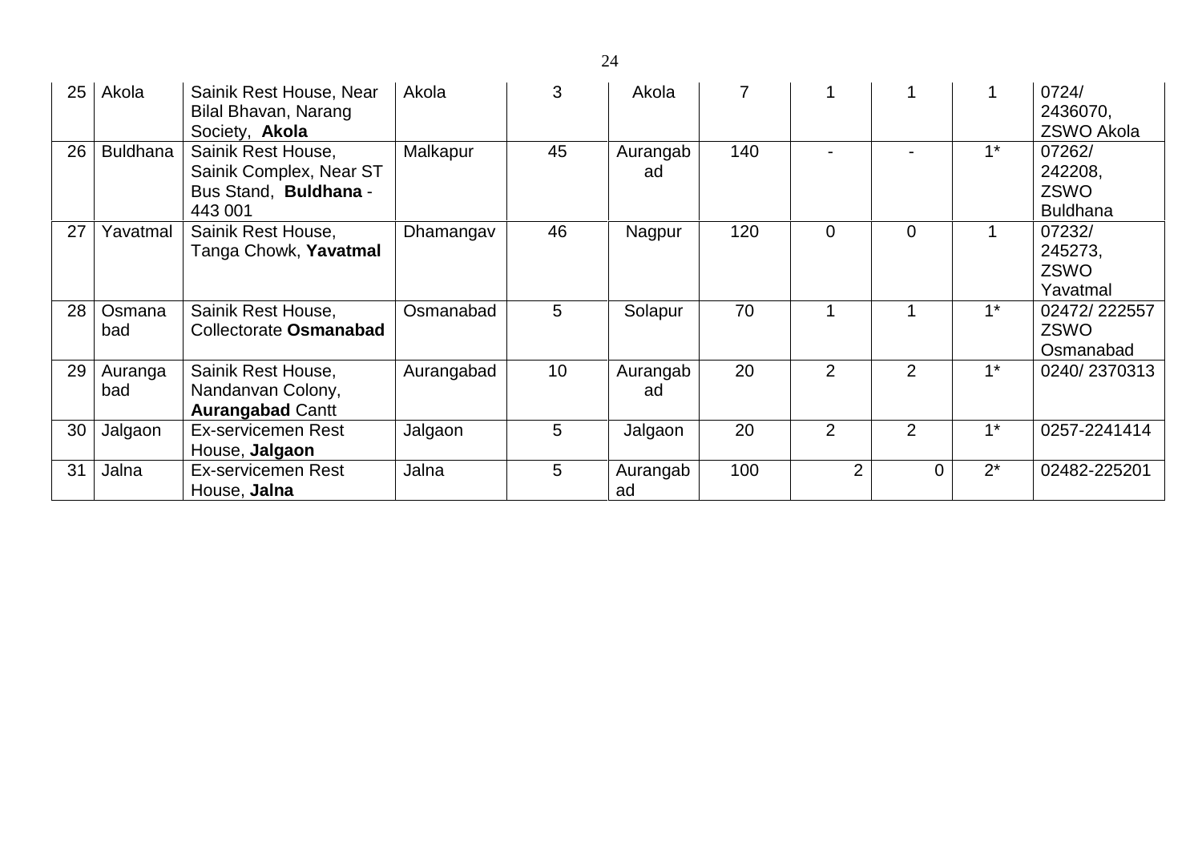| 25 | Akola | Sainik Rest House, Near Bilal Bhavan, Narang Society, **Akola** | Akola | 3 | Akola | 7 | 1 | 1 | 1 | 0724/ 2436070, ZSWO Akola |
|---|---|---|---|---|---|---|---|---|---|---|
| 26 | Buldhana | Sainik Rest House, Sainik Complex, Near ST Bus Stand, **Buldhana** - 443 001 | Malkapur | 45 | Aurangabad | 140 | - | - | 1* | 07262/ 242208, ZSWO Buldhana |
| 27 | Yavatmal | Sainik Rest House, Tanga Chowk, **Yavatmal** | Dhamangav | 46 | Nagpur | 120 | 0 | 0 | 1 | 07232/ 245273, ZSWO Yavatmal |
| 28 | Osmanabad | Sainik Rest House, Collectorate **Osmanabad** | Osmanabad | 5 | Solapur | 70 | 1 | 1 | 1* | 02472/ 222557 ZSWO Osmanabad |
| 29 | Aurangabad | Sainik Rest House, Nandanvan Colony, **Aurangabad** Cantt | Aurangabad | 10 | Aurangabad | 20 | 2 | 2 | 1* | 0240/ 2370313 |
| 30 | Jalgaon | Ex-servicemen Rest House, **Jalgaon** | Jalgaon | 5 | Jalgaon | 20 | 2 | 2 | 1* | 0257-2241414 |
| 31 | Jalna | Ex-servicemen Rest House, **Jalna** | Jalna | 5 | Aurangabad | 100 | 2 | 0 | 2* | 02482-225201 |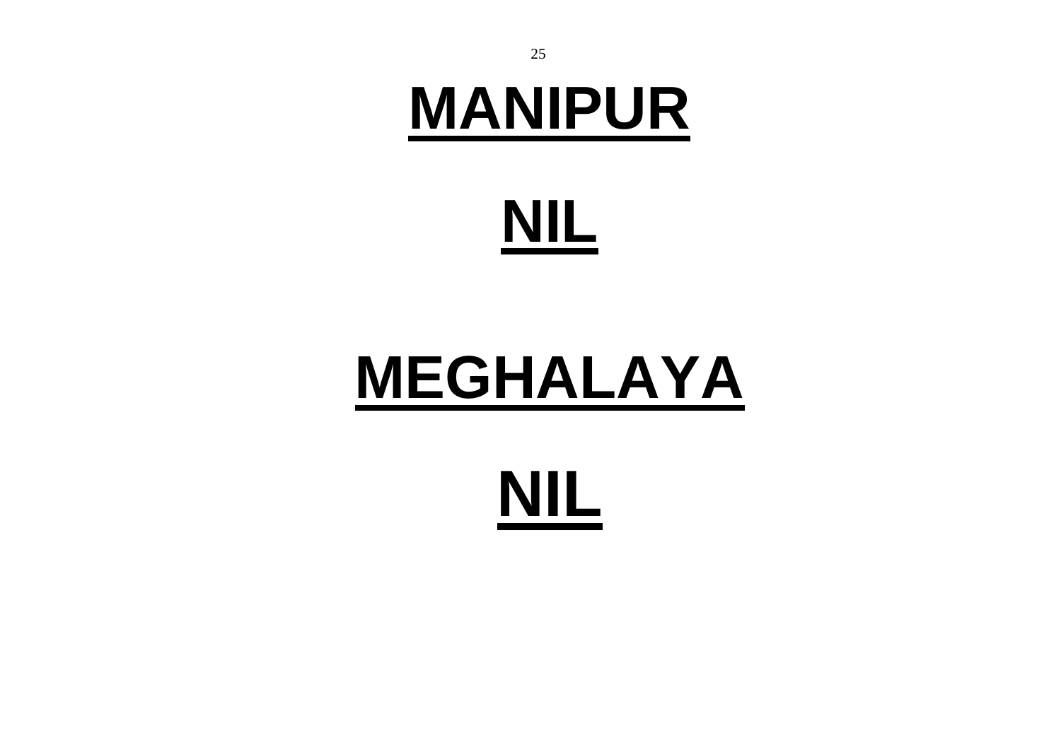# MANIPUR

**NIL**

# MEGHALAYA

**NIL**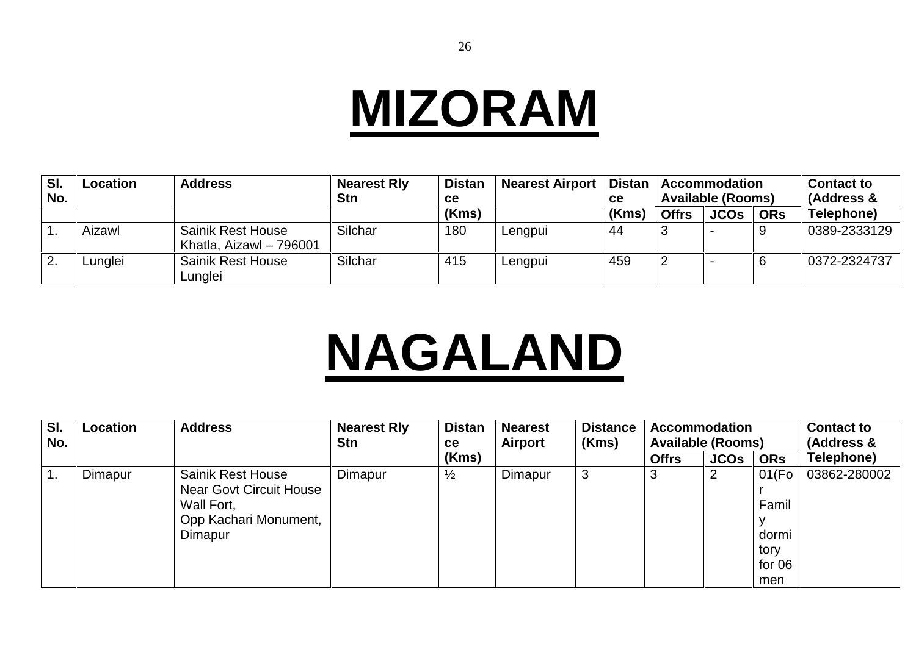# MIZORAM

| Sl. No. | Location | Address | Nearest Rly Stn | Distance (Kms) | Nearest Airport | Distance (Kms) | Accommodation Available (Rooms) | | | Contact to (Address & Telephone) |
|---|---|---|---|---|---|---|---|---|---|---|
| | | | | | | | Offrs | JCOs | ORs | |
| 1. | Aizawl | Sainik Rest House Khatla, Aizawl – 796001 | Silchar | 180 | Lengpui | 44 | 3 | - | 9 | 0389-2333129 |
| 2. | Lunglei | Sainik Rest House Lunglei | Silchar | 415 | Lengpui | 459 | 2 | - | 6 | 0372-2324737 |

# NAGALAND

| Sl. No. | Location | Address | Nearest Rly Stn | Distance (Kms) | Nearest Airport | Distance (Kms) | Accommodation Available (Rooms) | | | Contact to (Address & Telephone) |
|---|---|---|---|---|---|---|---|---|---|---|
| | | | | | | | Offrs | JCOs | ORs | |
| 1. | Dimapur | Sainik Rest House Near Govt Circuit House Wall Fort, Opp Kachari Monument, Dimapur | Dimapur | ½ | Dimapur | 3 | 3 | 2 | 01(For Family dormitory for 06 men | 03862-280002 |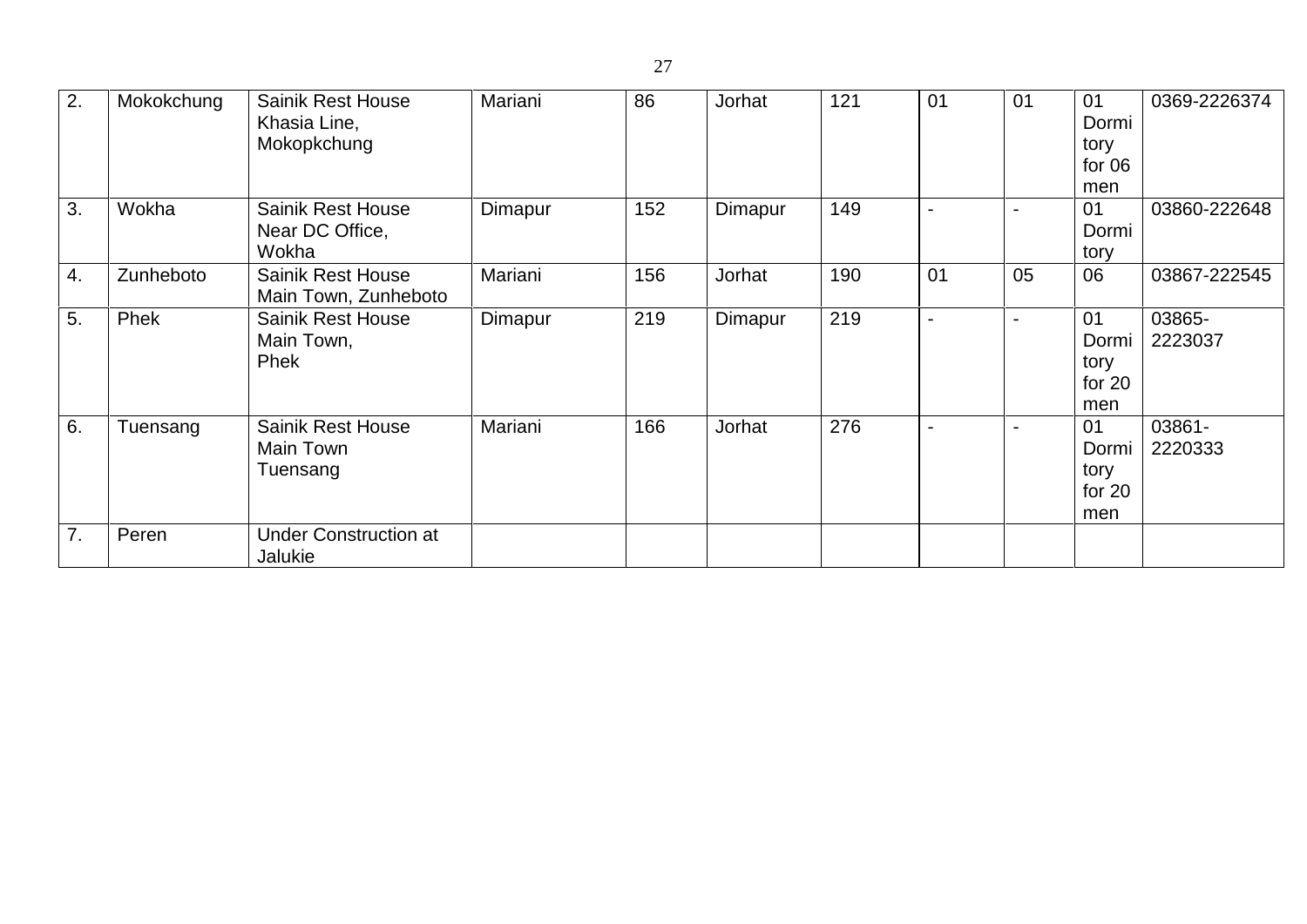| 2. | Mokokchung | Sainik Rest House Khasia Line, Mokopkchung | Mariani | 86 | Jorhat | 121 | 01 | 01 | 01 Dormitory for 06 men | 0369-2226374 |
|---|---|---|---|---|---|---|---|---|---|---|
| 3. | Wokha | Sainik Rest House Near DC Office, Wokha | Dimapur | 152 | Dimapur | 149 | - | - | 01 Dormitory | 03860-222648 |
| 4. | Zunheboto | Sainik Rest House Main Town, Zunheboto | Mariani | 156 | Jorhat | 190 | 01 | 05 | 06 | 03867-222545 |
| 5. | Phek | Sainik Rest House Main Town, Phek | Dimapur | 219 | Dimapur | 219 | - | - | 01 Dormitory for 20 men | 03865-2223037 |
| 6. | Tuensang | Sainik Rest House Main Town Tuensang | Mariani | 166 | Jorhat | 276 | - | - | 01 Dormitory for 20 men | 03861-2220333 |
| 7. | Peren | Under Construction at Jalukie | | | | | | | | |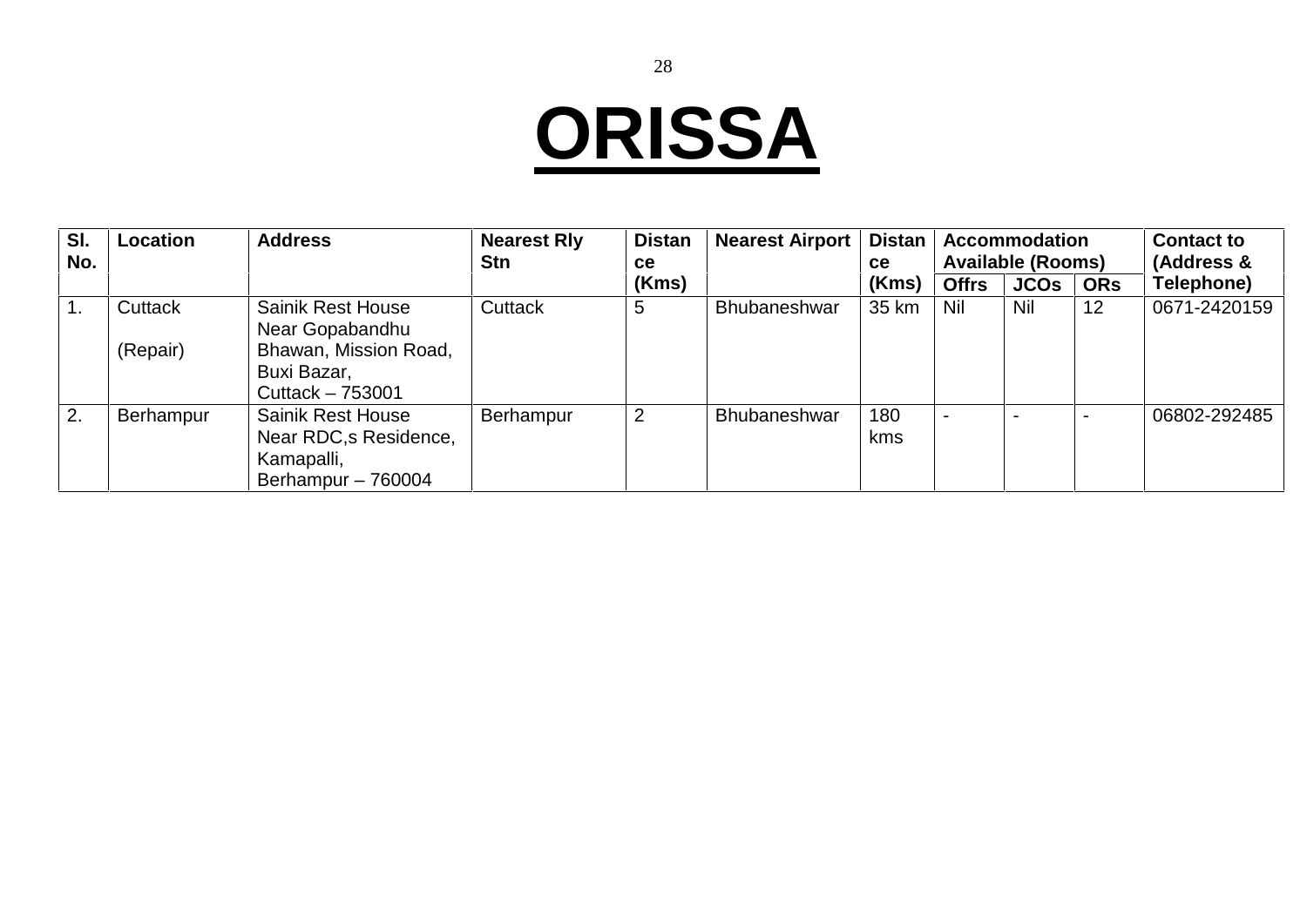# ORISSA

| Sl. No. | Location | Address | Nearest Rly Stn | Distance (Kms) | Nearest Airport | Distance (Kms) | Accommodation Available (Rooms) | | | Contact to (Address & Telephone) |
|---|---|---|---|---|---|---|---|---|---|---|
| | | | | | | | Offrs | JCOs | ORs | |
| 1. | Cuttack<br><br>(Repair) | Sainik Rest House Near Gopabandhu Bhawan, Mission Road, Buxi Bazar, Cuttack – 753001 | Cuttack | 5 | Bhubaneshwar | 35 km | Nil | Nil | 12 | 0671-2420159 |
| 2. | Berhampur | Sainik Rest House Near RDC,s Residence, Kamapalli, Berhampur – 760004 | Berhampur | 2 | Bhubaneshwar | 180 kms | - | - | - | 06802-292485 |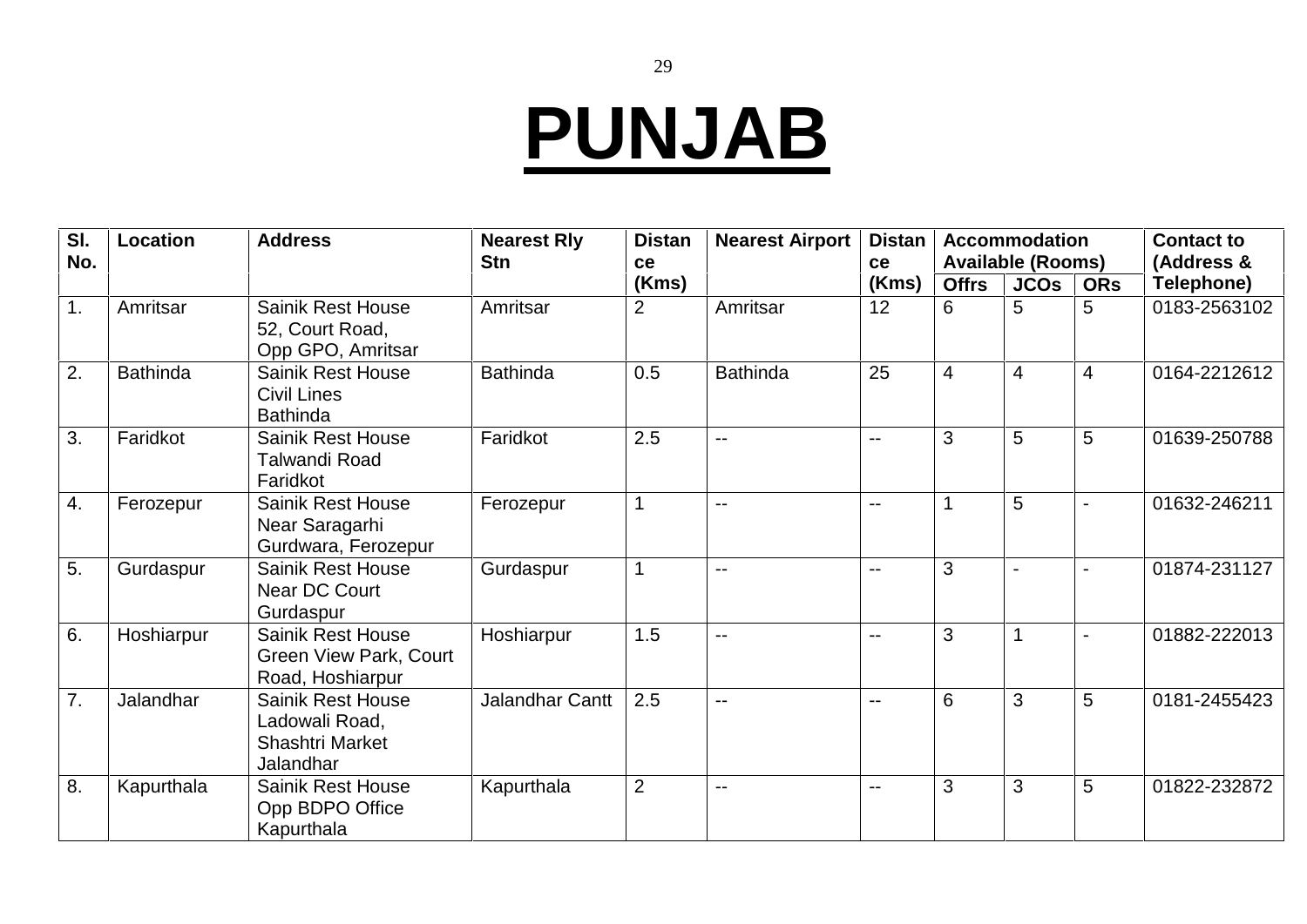# PUNJAB

| Sl. No. | Location | Address | Nearest Rly Stn | Distance (Kms) | Nearest Airport | Distance (Kms) | Accommodation Available (Rooms) | | | Contact to (Address & Telephone) |
|---|---|---|---|---|---|---|---|---|---|---|
| | | | | | | | Offrs | JCOs | ORs | |
| 1. | Amritsar | Sainik Rest House 52, Court Road, Opp GPO, Amritsar | Amritsar | 2 | Amritsar | 12 | 6 | 5 | 5 | 0183-2563102 |
| 2. | Bathinda | Sainik Rest House Civil Lines Bathinda | Bathinda | 0.5 | Bathinda | 25 | 4 | 4 | 4 | 0164-2212612 |
| 3. | Faridkot | Sainik Rest House Talwandi Road Faridkot | Faridkot | 2.5 | -- | -- | 3 | 5 | 5 | 01639-250788 |
| 4. | Ferozepur | Sainik Rest House Near Saragarhi Gurdwara, Ferozepur | Ferozepur | 1 | -- | -- | 1 | 5 | - | 01632-246211 |
| 5. | Gurdaspur | Sainik Rest House Near DC Court Gurdaspur | Gurdaspur | 1 | -- | -- | 3 | - | - | 01874-231127 |
| 6. | Hoshiarpur | Sainik Rest House Green View Park, Court Road, Hoshiarpur | Hoshiarpur | 1.5 | -- | -- | 3 | 1 | - | 01882-222013 |
| 7. | Jalandhar | Sainik Rest House Ladowali Road, Shashtri Market Jalandhar | Jalandhar Cantt | 2.5 | -- | -- | 6 | 3 | 5 | 0181-2455423 |
| 8. | Kapurthala | Sainik Rest House Opp BDPO Office Kapurthala | Kapurthala | 2 | -- | -- | 3 | 3 | 5 | 01822-232872 |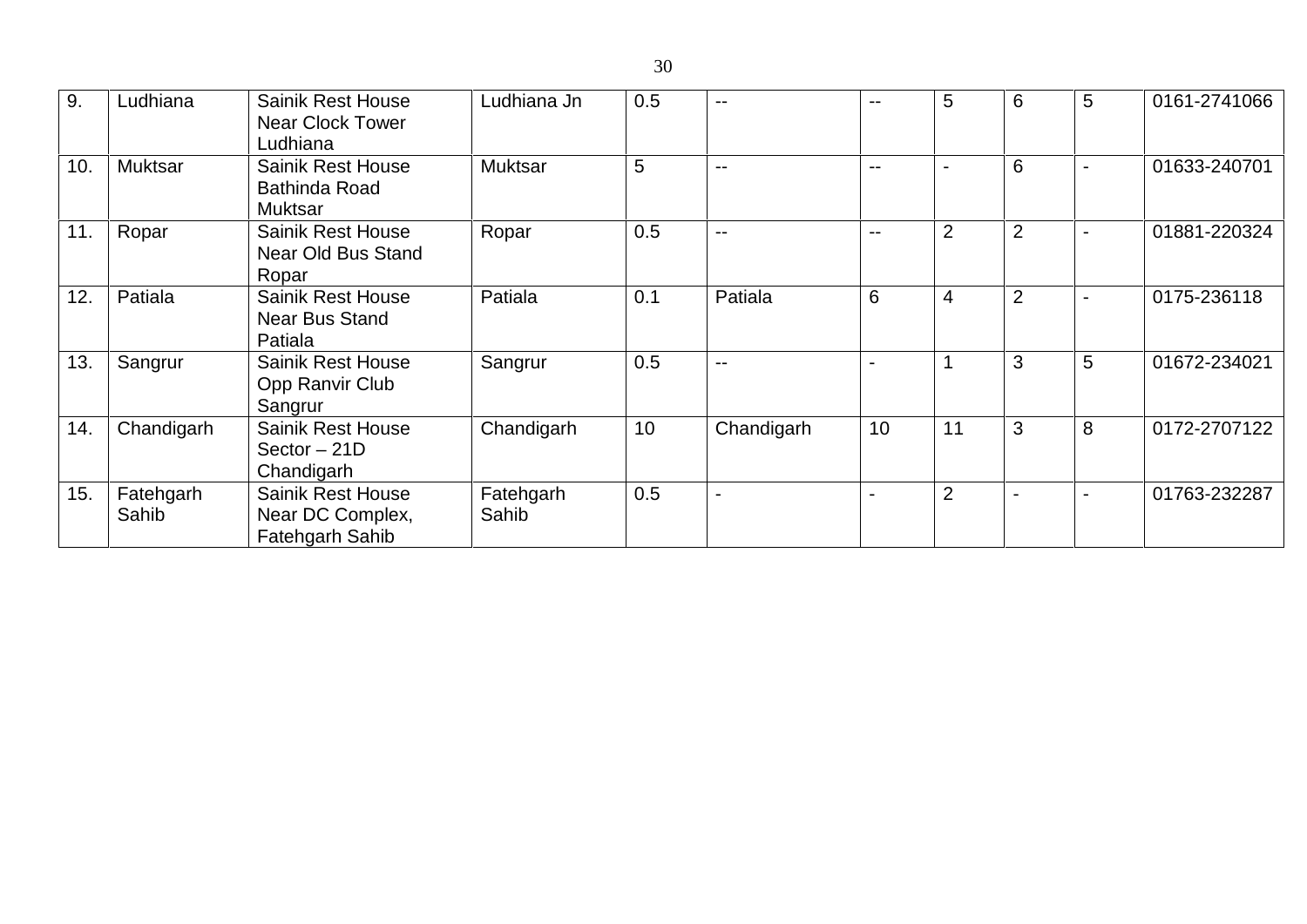| 9. | Ludhiana | Sainik Rest House Near Clock Tower Ludhiana | Ludhiana Jn | 0.5 | -- | -- | 5 | 6 | 5 | 0161-2741066 |
|---|---|---|---|---|---|---|---|---|---|---|
| 10. | Muktsar | Sainik Rest House Bathinda Road Muktsar | Muktsar | 5 | -- | -- | - | 6 | - | 01633-240701 |
| 11. | Ropar | Sainik Rest House Near Old Bus Stand Ropar | Ropar | 0.5 | -- | -- | 2 | 2 | - | 01881-220324 |
| 12. | Patiala | Sainik Rest House Near Bus Stand Patiala | Patiala | 0.1 | Patiala | 6 | 4 | 2 | - | 0175-236118 |
| 13. | Sangrur | Sainik Rest House Opp Ranvir Club Sangrur | Sangrur | 0.5 | -- | - | 1 | 3 | 5 | 01672-234021 |
| 14. | Chandigarh | Sainik Rest House Sector – 21D Chandigarh | Chandigarh | 10 | Chandigarh | 10 | 11 | 3 | 8 | 0172-2707122 |
| 15. | Fatehgarh Sahib | Sainik Rest House Near DC Complex, Fatehgarh Sahib | Fatehgarh Sahib | 0.5 | - | - | 2 | - | - | 01763-232287 |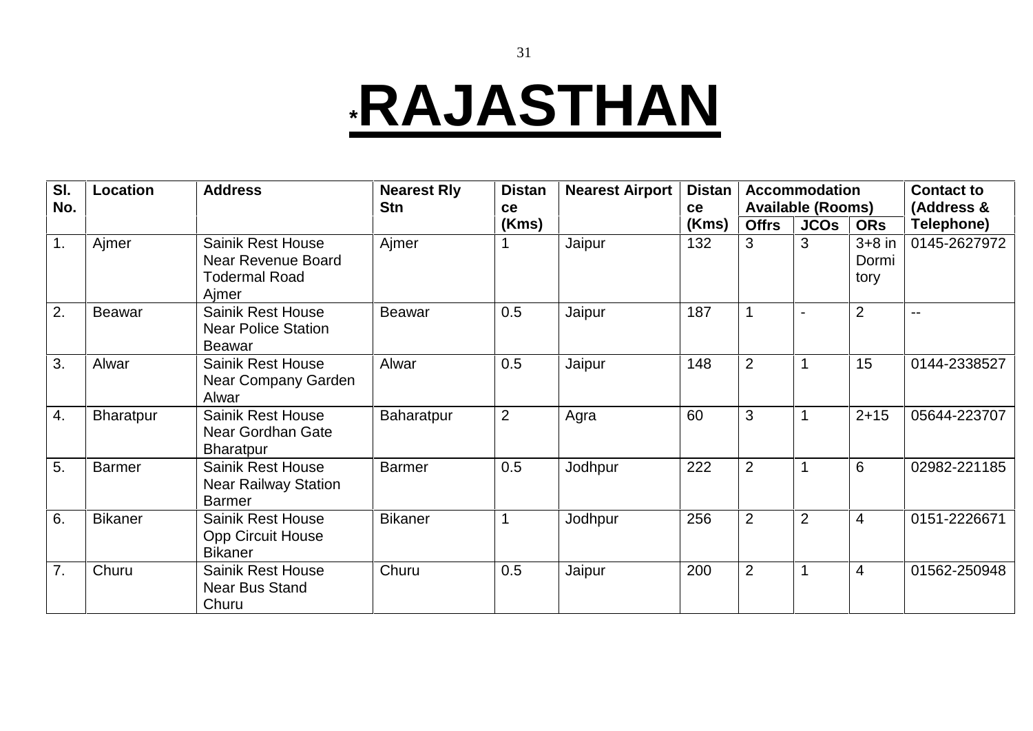# *RAJASTHAN

| Sl. No. | Location | Address | Nearest Rly Stn | Distance (Kms) | Nearest Airport | Distance (Kms) | Accommodation Available (Rooms) | | | Contact to (Address & Telephone) |
|---|---|---|---|---|---|---|---|---|---|---|
| | | | | | | | Offrs | JCOs | ORs | |
| 1. | Ajmer | Sainik Rest House Near Revenue Board Todermal Road Ajmer | Ajmer | 1 | Jaipur | 132 | 3 | 3 | 3+8 in Dormitory | 0145-2627972 |
| 2. | Beawar | Sainik Rest House Near Police Station Beawar | Beawar | 0.5 | Jaipur | 187 | 1 | - | 2 | -- |
| 3. | Alwar | Sainik Rest House Near Company Garden Alwar | Alwar | 0.5 | Jaipur | 148 | 2 | 1 | 15 | 0144-2338527 |
| 4. | Bharatpur | Sainik Rest House Near Gordhan Gate Bharatpur | Baharatpur | 2 | Agra | 60 | 3 | 1 | 2+15 | 05644-223707 |
| 5. | Barmer | Sainik Rest House Near Railway Station Barmer | Barmer | 0.5 | Jodhpur | 222 | 2 | 1 | 6 | 02982-221185 |
| 6. | Bikaner | Sainik Rest House Opp Circuit House Bikaner | Bikaner | 1 | Jodhpur | 256 | 2 | 2 | 4 | 0151-2226671 |
| 7. | Churu | Sainik Rest House Near Bus Stand Churu | Churu | 0.5 | Jaipur | 200 | 2 | 1 | 4 | 01562-250948 |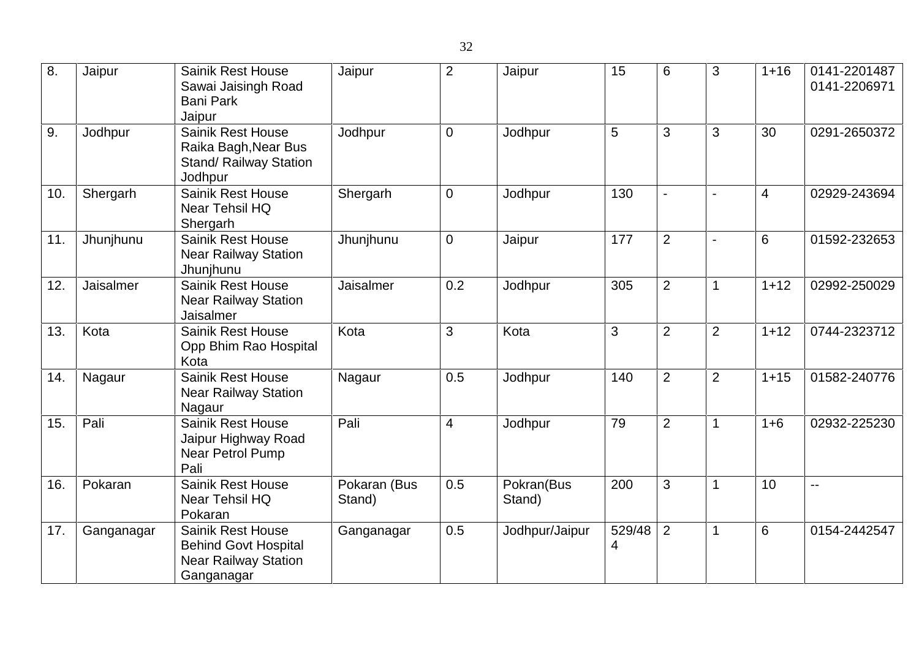| 8. | Jaipur | Sainik Rest House Sawai Jaisingh Road Bani Park Jaipur | Jaipur | 2 | Jaipur | 15 | 6 | 3 | 1+16 | 0141-2201487 0141-2206971 |
|---|---|---|---|---|---|---|---|---|---|---|
| 9. | Jodhpur | Sainik Rest House Raika Bagh,Near Bus Stand/ Railway Station Jodhpur | Jodhpur | 0 | Jodhpur | 5 | 3 | 3 | 30 | 0291-2650372 |
| 10. | Shergarh | Sainik Rest House Near Tehsil HQ Shergarh | Shergarh | 0 | Jodhpur | 130 | - | - | 4 | 02929-243694 |
| 11. | Jhunjhunu | Sainik Rest House Near Railway Station Jhunjhunu | Jhunjhunu | 0 | Jaipur | 177 | 2 | - | 6 | 01592-232653 |
| 12. | Jaisalmer | Sainik Rest House Near Railway Station Jaisalmer | Jaisalmer | 0.2 | Jodhpur | 305 | 2 | 1 | 1+12 | 02992-250029 |
| 13. | Kota | Sainik Rest House Opp Bhim Rao Hospital Kota | Kota | 3 | Kota | 3 | 2 | 2 | 1+12 | 0744-2323712 |
| 14. | Nagaur | Sainik Rest House Near Railway Station Nagaur | Nagaur | 0.5 | Jodhpur | 140 | 2 | 2 | 1+15 | 01582-240776 |
| 15. | Pali | Sainik Rest House Jaipur Highway Road Near Petrol Pump Pali | Pali | 4 | Jodhpur | 79 | 2 | 1 | 1+6 | 02932-225230 |
| 16. | Pokaran | Sainik Rest House Near Tehsil HQ Pokaran | Pokaran (Bus Stand) | 0.5 | Pokran(Bus Stand) | 200 | 3 | 1 | 10 | -- |
| 17. | Ganganagar | Sainik Rest House Behind Govt Hospital Near Railway Station Ganganagar | Ganganagar | 0.5 | Jodhpur/Jaipur | 529/484 | 2 | 1 | 6 | 0154-2442547 |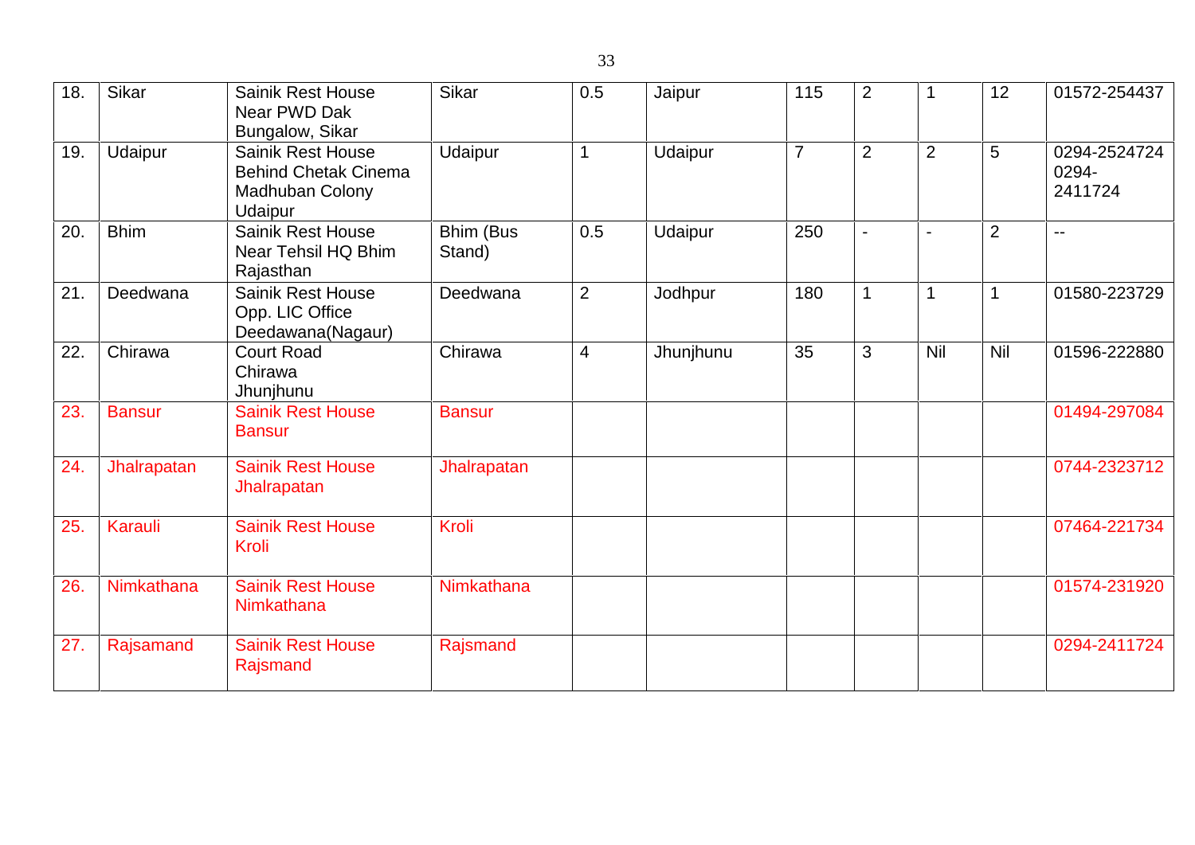| 18. | Sikar | Sainik Rest House Near PWD Dak Bungalow, Sikar | Sikar | 0.5 | Jaipur | 115 | 2 | 1 | 12 | 01572-254437 |
|---|---|---|---|---|---|---|---|---|---|---|
| 19. | Udaipur | Sainik Rest House Behind Chetak Cinema Madhuban Colony Udaipur | Udaipur | 1 | Udaipur | 7 | 2 | 2 | 5 | 0294-2524724 0294-2411724 |
| 20. | Bhim | Sainik Rest House Near Tehsil HQ Bhim Rajasthan | Bhim (Bus Stand) | 0.5 | Udaipur | 250 | - | - | 2 | -- |
| 21. | Deedwana | Sainik Rest House Opp. LIC Office Deedawana(Nagaur) | Deedwana | 2 | Jodhpur | 180 | 1 | 1 | 1 | 01580-223729 |
| 22. | Chirawa | Court Road Chirawa Jhunjhunu | Chirawa | 4 | Jhunjhunu | 35 | 3 | Nil | Nil | 01596-222880 |
| 23. | Bansur | Sainik Rest House Bansur | Bansur | | | | | | | 01494-297084 |
| 24. | Jhalrapatan | Sainik Rest House Jhalrapatan | Jhalrapatan | | | | | | | 0744-2323712 |
| 25. | Karauli | Sainik Rest House Kroli | Kroli | | | | | | | 07464-221734 |
| 26. | Nimkathana | Sainik Rest House Nimkathana | Nimkathana | | | | | | | 01574-231920 |
| 27. | Rajsamand | Sainik Rest House Rajsmand | Rajsmand | | | | | | | 0294-2411724 |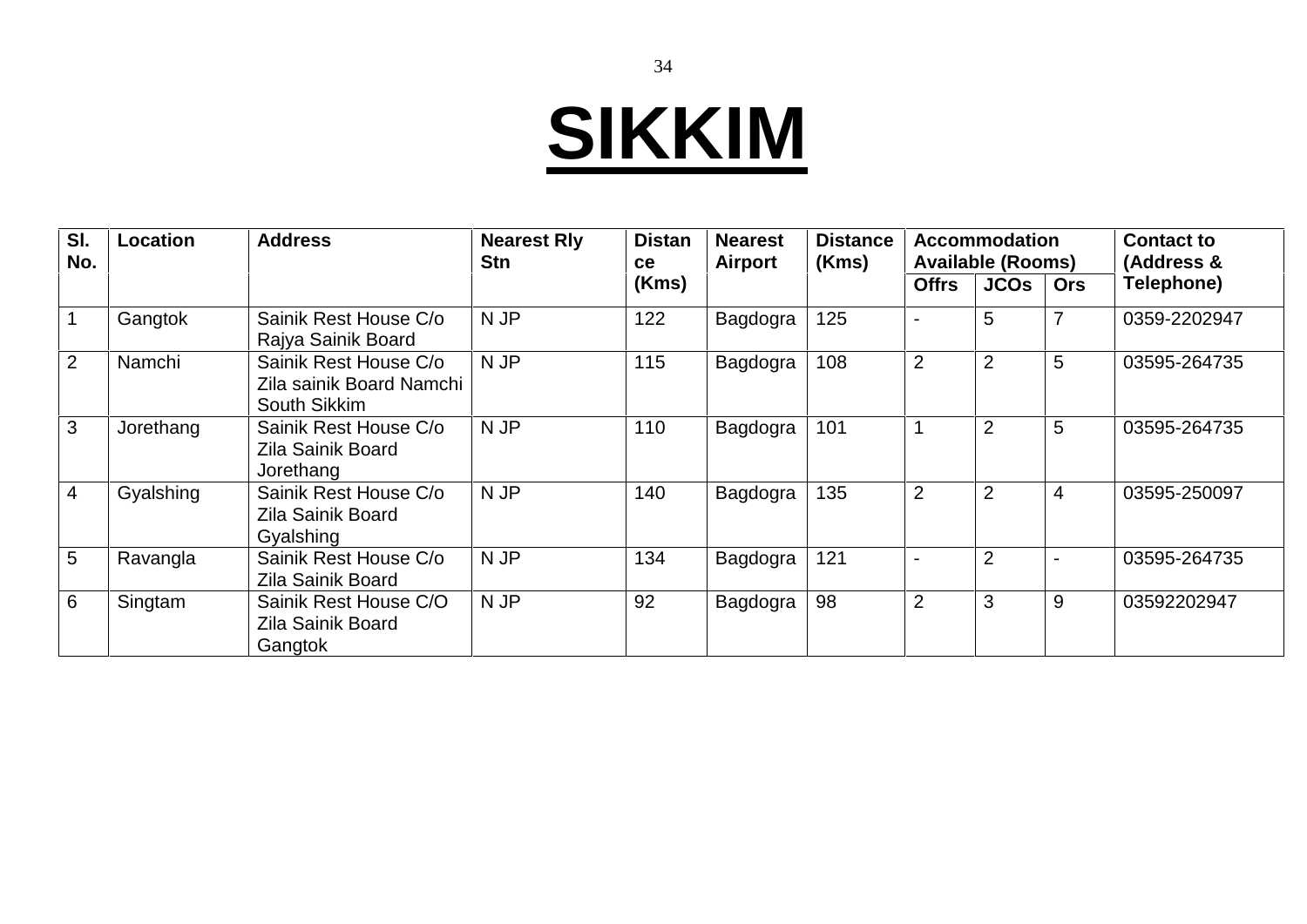# SIKKIM

| Sl. No. | Location | Address | Nearest Rly Stn | Distance (Kms) | Nearest Airport | Distance (Kms) | Accommodation Available (Rooms) | | | Contact to (Address & Telephone) |
|---|---|---|---|---|---|---|---|---|---|---|
| | | | | | | | Offrs | JCOs | Ors | |
| 1 | Gangtok | Sainik Rest House C/o Rajya Sainik Board | N JP | 122 | Bagdogra | 125 | - | 5 | 7 | 0359-2202947 |
| 2 | Namchi | Sainik Rest House C/o Zila sainik Board Namchi South Sikkim | N JP | 115 | Bagdogra | 108 | 2 | 2 | 5 | 03595-264735 |
| 3 | Jorethang | Sainik Rest House C/o Zila Sainik Board Jorethang | N JP | 110 | Bagdogra | 101 | 1 | 2 | 5 | 03595-264735 |
| 4 | Gyalshing | Sainik Rest House C/o Zila Sainik Board Gyalshing | N JP | 140 | Bagdogra | 135 | 2 | 2 | 4 | 03595-250097 |
| 5 | Ravangla | Sainik Rest House C/o Zila Sainik Board | N JP | 134 | Bagdogra | 121 | - | 2 | - | 03595-264735 |
| 6 | Singtam | Sainik Rest House C/O Zila Sainik Board Gangtok | N JP | 92 | Bagdogra | 98 | 2 | 3 | 9 | 03592202947 |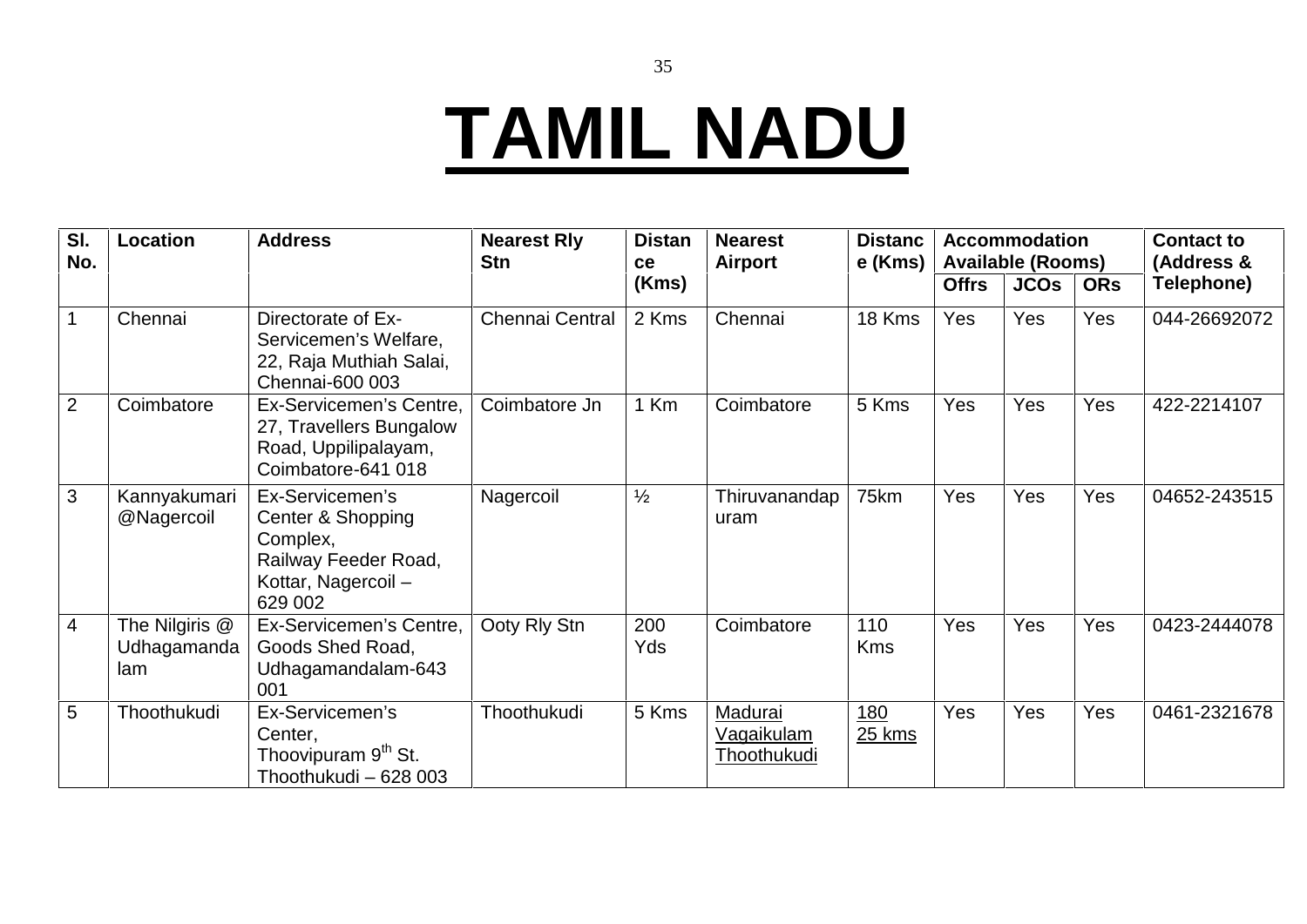# TAMIL NADU

| Sl. No. | Location | Address | Nearest Rly Stn | Distance (Kms) | Nearest Airport | Distance (Kms) | Accommodation Available (Rooms) | | | Contact to (Address & Telephone) |
|---|---|---|---|---|---|---|---|---|---|---|
| | | | | | | | Offrs | JCOs | ORs | |
| 1 | Chennai | Directorate of Ex-Servicemen's Welfare, 22, Raja Muthiah Salai, Chennai-600 003 | Chennai Central | 2 Kms | Chennai | 18 Kms | Yes | Yes | Yes | 044-26692072 |
| 2 | Coimbatore | Ex-Servicemen's Centre, 27, Travellers Bungalow Road, Uppilipalayam, Coimbatore-641 018 | Coimbatore Jn | 1 Km | Coimbatore | 5 Kms | Yes | Yes | Yes | 422-2214107 |
| 3 | Kannyakumari @Nagercoil | Ex-Servicemen's Center & Shopping Complex, Railway Feeder Road, Kottar, Nagercoil – 629 002 | Nagercoil | ½ | Thiruvanandapuram | 75km | Yes | Yes | Yes | 04652-243515 |
| 4 | The Nilgiris @ Udhagamandalam | Ex-Servicemen's Centre, Goods Shed Road, Udhagamandalam-643 001 | Ooty Rly Stn | 200 Yds | Coimbatore | 110 Kms | Yes | Yes | Yes | 0423-2444078 |
| 5 | Thoothukudi | Ex-Servicemen's Center, Thoovipuram 9th St. Thoothukudi – 628 003 | Thoothukudi | 5 Kms | Madurai Vagaikulam Thoothukudi | 180 25 kms | Yes | Yes | Yes | 0461-2321678 |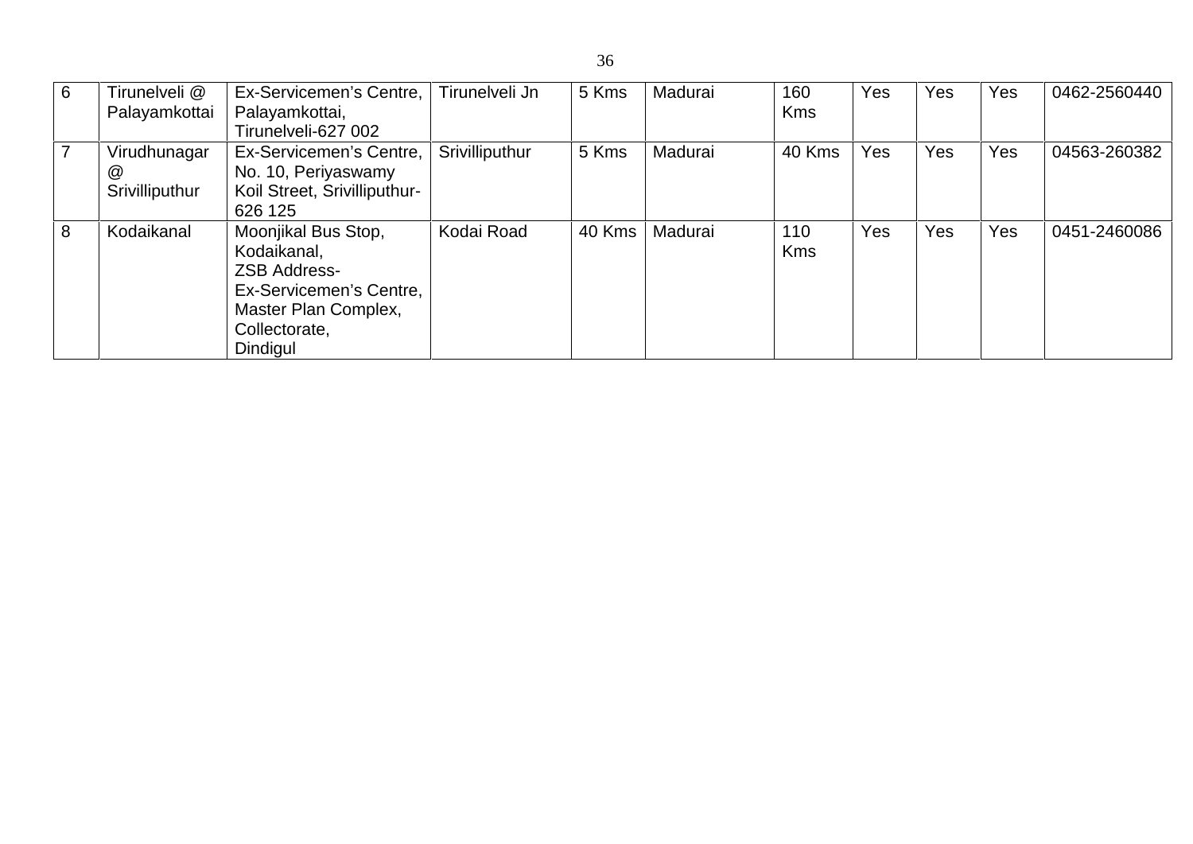| 6 | Tirunelveli @ Palayamkottai | Ex-Servicemen's Centre, Palayamkottai, Tirunelveli-627 002 | Tirunelveli Jn | 5 Kms | Madurai | 160 Kms | Yes | Yes | Yes | 0462-2560440 |
|---|---|---|---|---|---|---|---|---|---|---|
| 7 | Virudhunagar @ Srivilliputhur | Ex-Servicemen's Centre, No. 10, Periyaswamy Koil Street, Srivilliputhur-626 125 | Srivilliputhur | 5 Kms | Madurai | 40 Kms | Yes | Yes | Yes | 04563-260382 |
| 8 | Kodaikanal | Moonjikal Bus Stop, Kodaikanal, ZSB Address- Ex-Servicemen's Centre, Master Plan Complex, Collectorate, Dindigul | Kodai Road | 40 Kms | Madurai | 110 Kms | Yes | Yes | Yes | 0451-2460086 |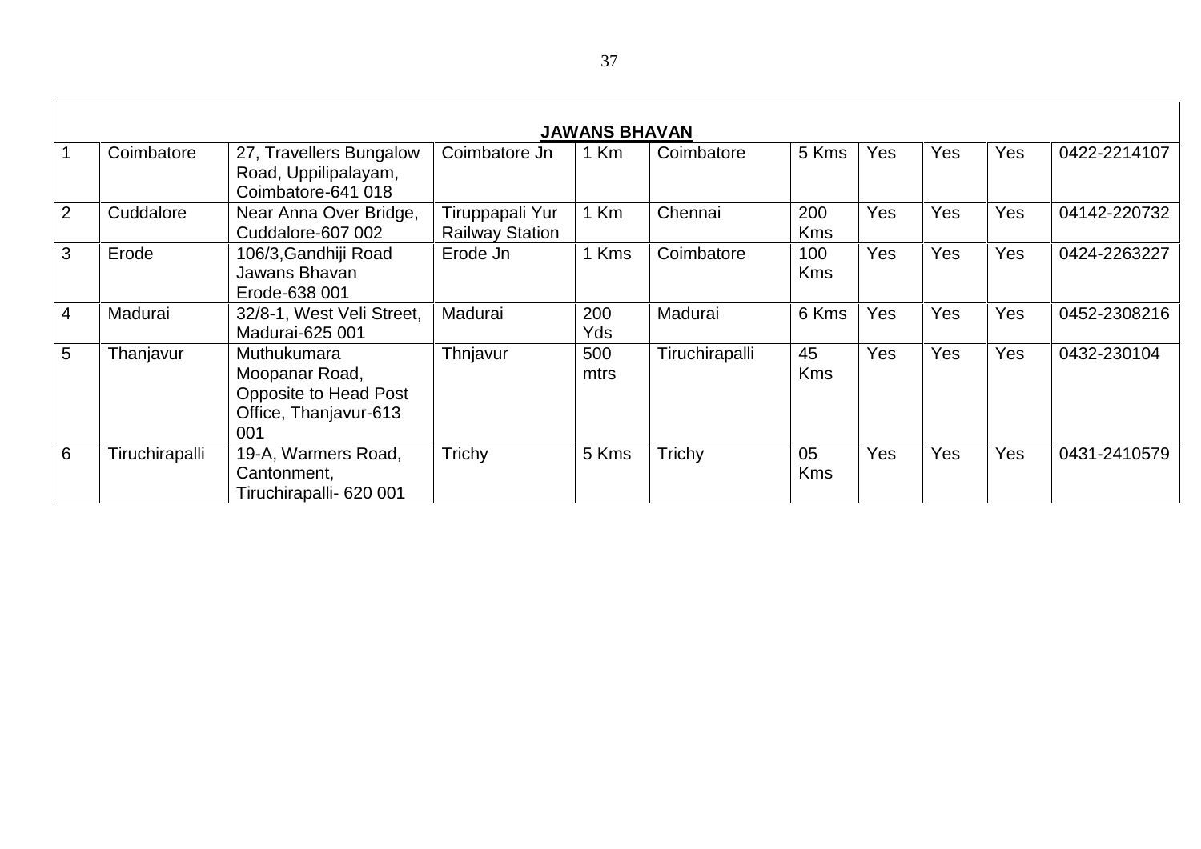| JAWANS BHAVAN | | | | | | | | | | |
|---|---|---|---|---|---|---|---|---|---|---|
| 1 | Coimbatore | 27, Travellers Bungalow Road, Uppilipalayam, Coimbatore-641 018 | Coimbatore Jn | 1 Km | Coimbatore | 5 Kms | Yes | Yes | Yes | 0422-2214107 |
| 2 | Cuddalore | Near Anna Over Bridge, Cuddalore-607 002 | Tiruppapali Yur Railway Station | 1 Km | Chennai | 200 Kms | Yes | Yes | Yes | 04142-220732 |
| 3 | Erode | 106/3,Gandhiji Road Jawans Bhavan Erode-638 001 | Erode Jn | 1 Kms | Coimbatore | 100 Kms | Yes | Yes | Yes | 0424-2263227 |
| 4 | Madurai | 32/8-1, West Veli Street, Madurai-625 001 | Madurai | 200 Yds | Madurai | 6 Kms | Yes | Yes | Yes | 0452-2308216 |
| 5 | Thanjavur | Muthukumara Moopanar Road, Opposite to Head Post Office, Thanjavur-613 001 | Thnjavur | 500 mtrs | Tiruchirapalli | 45 Kms | Yes | Yes | Yes | 0432-230104 |
| 6 | Tiruchirapalli | 19-A, Warmers Road, Cantonment, Tiruchirapalli- 620 001 | Trichy | 5 Kms | Trichy | 05 Kms | Yes | Yes | Yes | 0431-2410579 |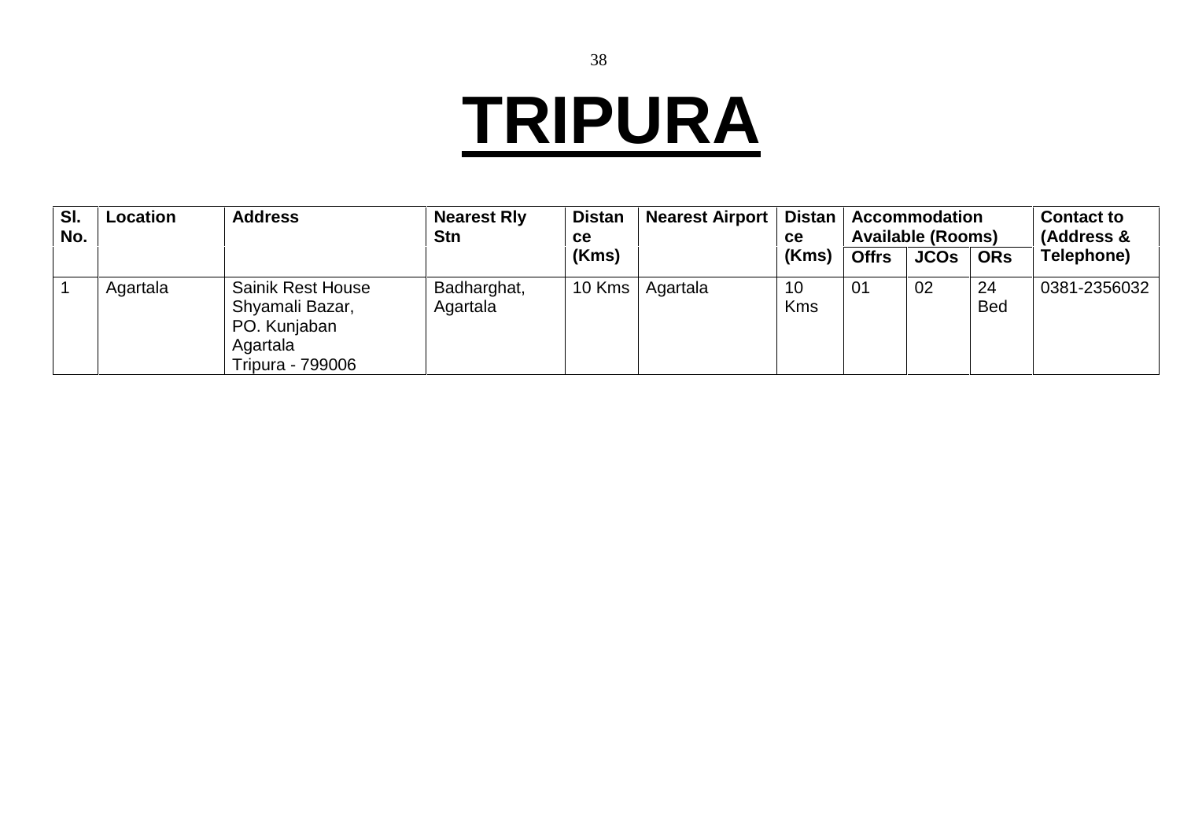# TRIPURA

| Sl. No. | Location | Address | Nearest Rly Stn | Distance (Kms) | Nearest Airport | Distance (Kms) | Accommodation Available (Rooms) | | | Contact to (Address & Telephone) |
|---|---|---|---|---|---|---|---|---|---|---|
| | | | | | | | Offrs | JCOs | ORs | |
| 1 | Agartala | Sainik Rest House Shyamali Bazar, PO. Kunjaban Agartala Tripura - 799006 | Badharghat, Agartala | 10 Kms | Agartala | 10 Kms | 01 | 02 | 24 Bed | 0381-2356032 |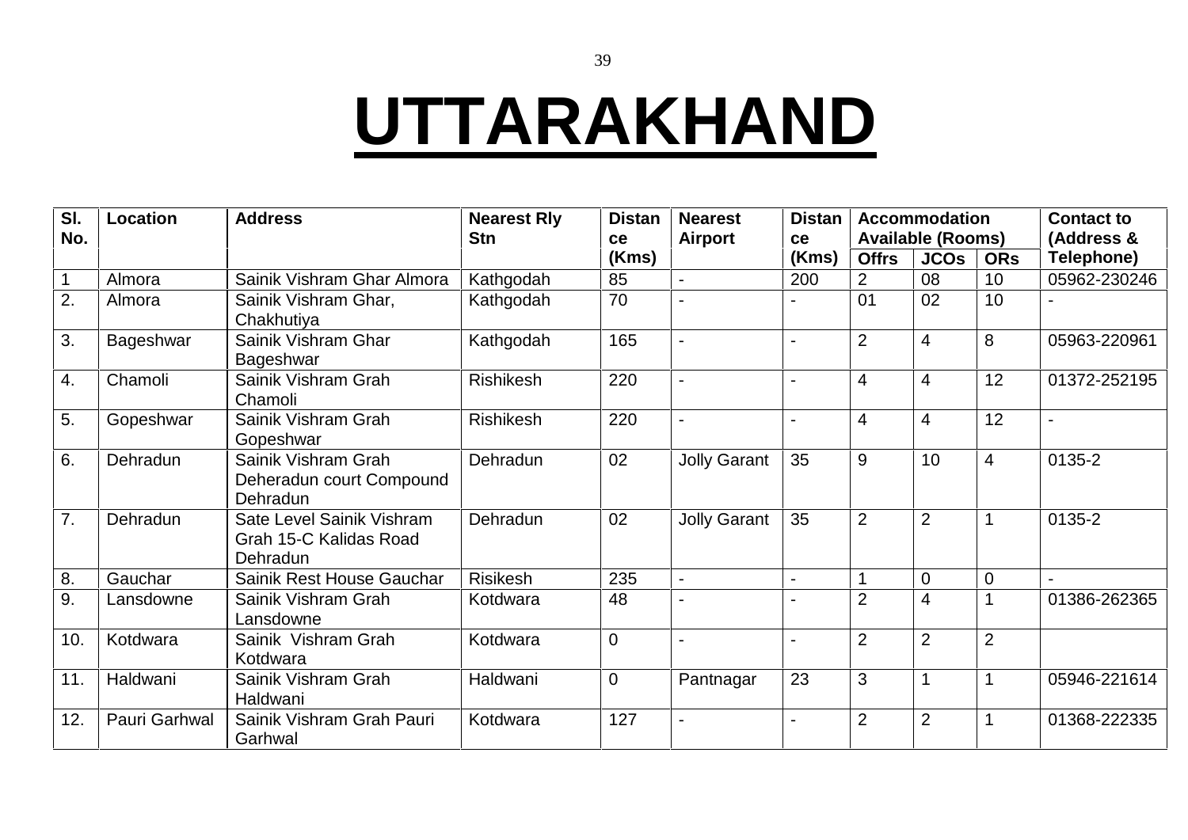# UTTARAKHAND

| Sl. No. | Location | Address | Nearest Rly Stn | Distance (Kms) | Nearest Airport | Distance (Kms) | Accommodation Available (Rooms) | | | Contact to (Address & Telephone) |
|---|---|---|---|---|---|---|---|---|---|---|
| | | | | | | | Offrs | JCOs | ORs | |
| 1 | Almora | Sainik Vishram Ghar Almora | Kathgodah | 85 | - | 200 | 2 | 08 | 10 | 05962-230246 |
| 2. | Almora | Sainik Vishram Ghar, Chakhutiya | Kathgodah | 70 | - | - | 01 | 02 | 10 | - |
| 3. | Bageshwar | Sainik Vishram Ghar Bageshwar | Kathgodah | 165 | - | - | 2 | 4 | 8 | 05963-220961 |
| 4. | Chamoli | Sainik Vishram Grah Chamoli | Rishikesh | 220 | - | - | 4 | 4 | 12 | 01372-252195 |
| 5. | Gopeshwar | Sainik Vishram Grah Gopeshwar | Rishikesh | 220 | - | - | 4 | 4 | 12 | - |
| 6. | Dehradun | Sainik Vishram Grah Deheradun court Compound Dehradun | Dehradun | 02 | Jolly Garant | 35 | 9 | 10 | 4 | 0135-2 |
| 7. | Dehradun | Sate Level Sainik Vishram Grah 15-C Kalidas Road Dehradun | Dehradun | 02 | Jolly Garant | 35 | 2 | 2 | 1 | 0135-2 |
| 8. | Gauchar | Sainik Rest House Gauchar | Risikesh | 235 | - | - | 1 | 0 | 0 | - |
| 9. | Lansdowne | Sainik Vishram Grah Lansdowne | Kotdwara | 48 | - | - | 2 | 4 | 1 | 01386-262365 |
| 10. | Kotdwara | Sainik Vishram Grah Kotdwara | Kotdwara | 0 | - | - | 2 | 2 | 2 | |
| 11. | Haldwani | Sainik Vishram Grah Haldwani | Haldwani | 0 | Pantnagar | 23 | 3 | 1 | 1 | 05946-221614 |
| 12. | Pauri Garhwal | Sainik Vishram Grah Pauri Garhwal | Kotdwara | 127 | - | - | 2 | 2 | 1 | 01368-222335 |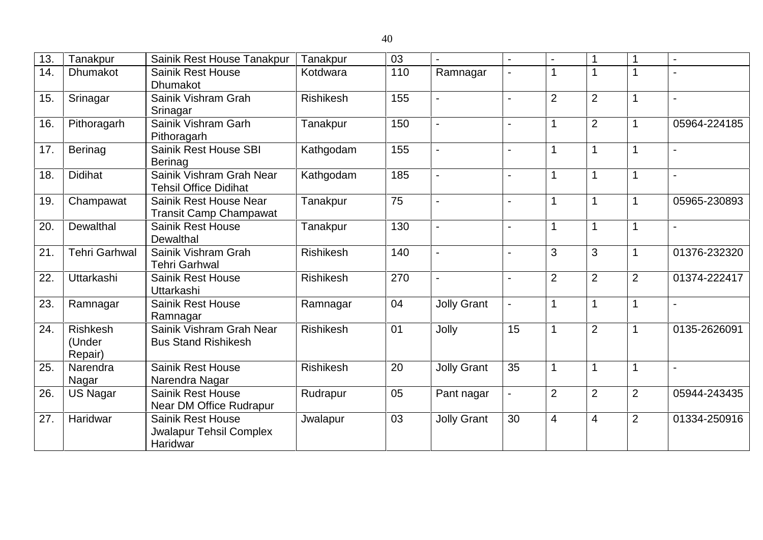| 13. | Tanakpur | Sainik Rest House Tanakpur | Tanakpur | 03 | - | - | - | 1 | 1 | - |
|---|---|---|---|---|---|---|---|---|---|---|
| 14. | Dhumakot | Sainik Rest House Dhumakot | Kotdwara | 110 | Ramnagar | - | 1 | 1 | 1 | - |
| 15. | Srinagar | Sainik Vishram Grah Srinagar | Rishikesh | 155 | - | - | 2 | 2 | 1 | - |
| 16. | Pithoragarh | Sainik Vishram Garh Pithoragarh | Tanakpur | 150 | - | - | 1 | 2 | 1 | 05964-224185 |
| 17. | Berinag | Sainik Rest House SBI Berinag | Kathgodam | 155 | - | - | 1 | 1 | 1 | - |
| 18. | Didihat | Sainik Vishram Grah Near Tehsil Office Didihat | Kathgodam | 185 | - | - | 1 | 1 | 1 | - |
| 19. | Champawat | Sainik Rest House Near Transit Camp Champawat | Tanakpur | 75 | - | - | 1 | 1 | 1 | 05965-230893 |
| 20. | Dewalthal | Sainik Rest House Dewalthal | Tanakpur | 130 | - | - | 1 | 1 | 1 | - |
| 21. | Tehri Garhwal | Sainik Vishram Grah Tehri Garhwal | Rishikesh | 140 | - | - | 3 | 3 | 1 | 01376-232320 |
| 22. | Uttarkashi | Sainik Rest House Uttarkashi | Rishikesh | 270 | - | - | 2 | 2 | 2 | 01374-222417 |
| 23. | Ramnagar | Sainik Rest House Ramnagar | Ramnagar | 04 | Jolly Grant | - | 1 | 1 | 1 | - |
| 24. | Rishkesh (Under Repair) | Sainik Vishram Grah Near Bus Stand Rishikesh | Rishikesh | 01 | Jolly | 15 | 1 | 2 | 1 | 0135-2626091 |
| 25. | Narendra Nagar | Sainik Rest House Narendra Nagar | Rishikesh | 20 | Jolly Grant | 35 | 1 | 1 | 1 | - |
| 26. | US Nagar | Sainik Rest House Near DM Office Rudrapur | Rudrapur | 05 | Pant nagar | - | 2 | 2 | 2 | 05944-243435 |
| 27. | Haridwar | Sainik Rest House Jwalapur Tehsil Complex Haridwar | Jwalapur | 03 | Jolly Grant | 30 | 4 | 4 | 2 | 01334-250916 |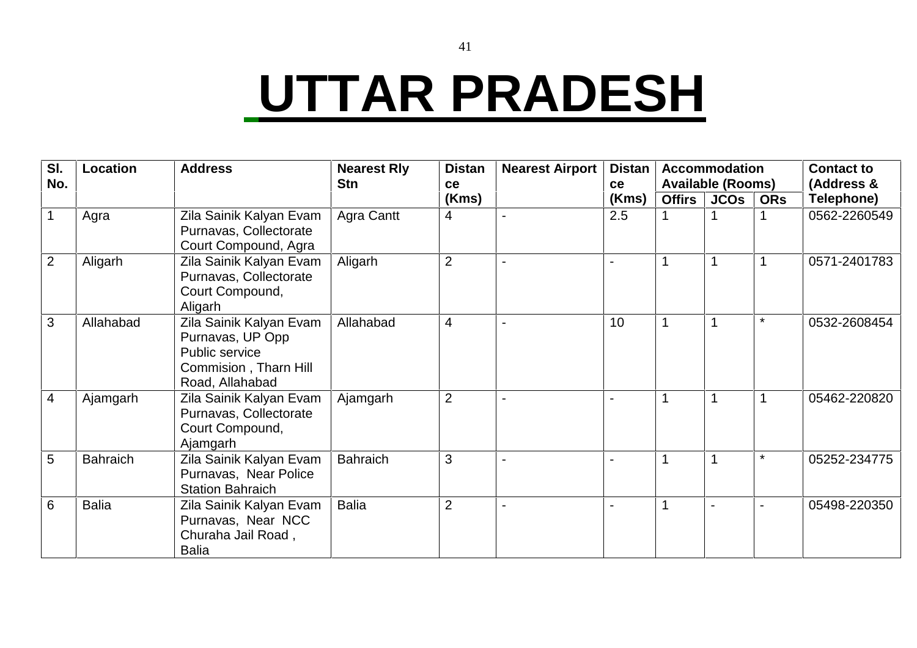# UTTAR PRADESH

| Sl. No. | Location | Address | Nearest Rly Stn | Distance (Kms) | Nearest Airport | Distance (Kms) | Accommodation Available (Rooms) | | | Contact to (Address & Telephone) |
|---|---|---|---|---|---|---|---|---|---|---|
| | | | | | | | Offirs | JCOs | ORs | |
| 1 | Agra | Zila Sainik Kalyan Evam Purnavas, Collectorate Court Compound, Agra | Agra Cantt | 4 | - | 2.5 | 1 | 1 | 1 | 0562-2260549 |
| 2 | Aligarh | Zila Sainik Kalyan Evam Purnavas, Collectorate Court Compound, Aligarh | Aligarh | 2 | - | - | 1 | 1 | 1 | 0571-2401783 |
| 3 | Allahabad | Zila Sainik Kalyan Evam Purnavas, UP Opp Public service Commision , Tharn Hill Road, Allahabad | Allahabad | 4 | - | 10 | 1 | 1 | * | 0532-2608454 |
| 4 | Ajamgarh | Zila Sainik Kalyan Evam Purnavas, Collectorate Court Compound, Ajamgarh | Ajamgarh | 2 | - | - | 1 | 1 | 1 | 05462-220820 |
| 5 | Bahraich | Zila Sainik Kalyan Evam Purnavas, Near Police Station Bahraich | Bahraich | 3 | - | - | 1 | 1 | * | 05252-234775 |
| 6 | Balia | Zila Sainik Kalyan Evam Purnavas, Near NCC Churaha Jail Road , Balia | Balia | 2 | - | - | 1 | - | - | 05498-220350 |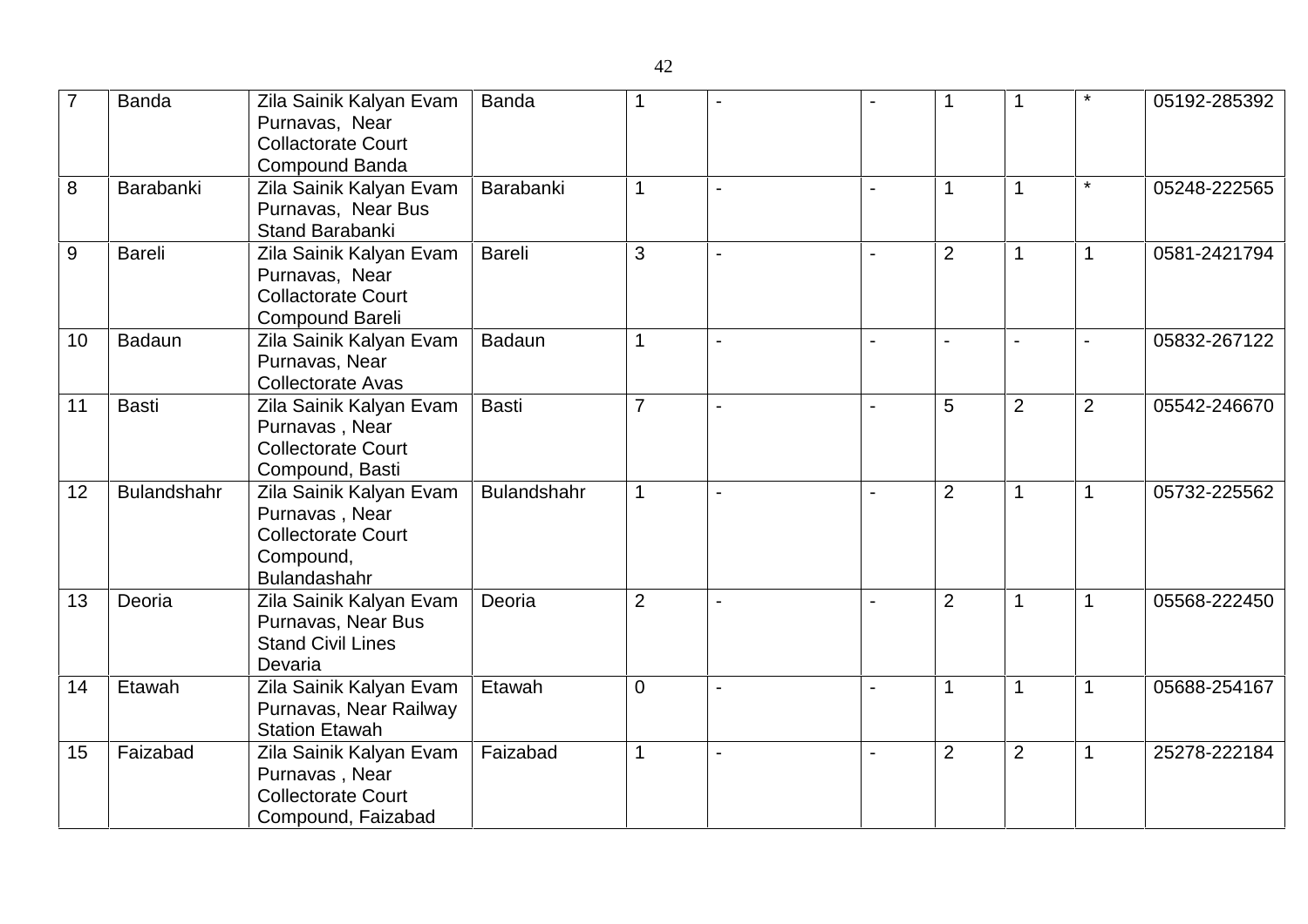| 7 | Banda | Zila Sainik Kalyan Evam Purnavas, Near Collactorate Court Compound Banda | Banda | 1 | - | - | 1 | 1 | * | 05192-285392 |
|---|---|---|---|---|---|---|---|---|---|---|
| 8 | Barabanki | Zila Sainik Kalyan Evam Purnavas, Near Bus Stand Barabanki | Barabanki | 1 | - | - | 1 | 1 | * | 05248-222565 |
| 9 | Bareli | Zila Sainik Kalyan Evam Purnavas, Near Collactorate Court Compound Bareli | Bareli | 3 | - | - | 2 | 1 | 1 | 0581-2421794 |
| 10 | Badaun | Zila Sainik Kalyan Evam Purnavas, Near Collectorate Avas | Badaun | 1 | - | - | - | - | - | 05832-267122 |
| 11 | Basti | Zila Sainik Kalyan Evam Purnavas , Near Collectorate Court Compound, Basti | Basti | 7 | - | - | 5 | 2 | 2 | 05542-246670 |
| 12 | Bulandshahr | Zila Sainik Kalyan Evam Purnavas , Near Collectorate Court Compound, Bulandashahr | Bulandshahr | 1 | - | - | 2 | 1 | 1 | 05732-225562 |
| 13 | Deoria | Zila Sainik Kalyan Evam Purnavas, Near Bus Stand Civil Lines Devaria | Deoria | 2 | - | - | 2 | 1 | 1 | 05568-222450 |
| 14 | Etawah | Zila Sainik Kalyan Evam Purnavas, Near Railway Station Etawah | Etawah | 0 | - | - | 1 | 1 | 1 | 05688-254167 |
| 15 | Faizabad | Zila Sainik Kalyan Evam Purnavas , Near Collectorate Court Compound, Faizabad | Faizabad | 1 | - | - | 2 | 2 | 1 | 25278-222184 |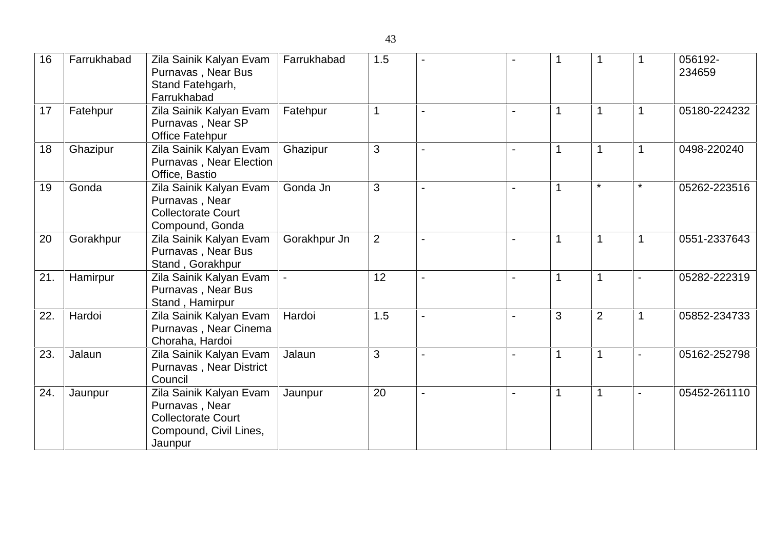| 16 | Farrukhabad | Zila Sainik Kalyan Evam Purnavas , Near Bus Stand Fatehgarh, Farrukhabad | Farrukhabad | 1.5 | - | - | 1 | 1 | 1 | 056192-234659 |
|---|---|---|---|---|---|---|---|---|---|---|
| 17 | Fatehpur | Zila Sainik Kalyan Evam Purnavas , Near SP Office Fatehpur | Fatehpur | 1 | - | - | 1 | 1 | 1 | 05180-224232 |
| 18 | Ghazipur | Zila Sainik Kalyan Evam Purnavas , Near Election Office, Bastio | Ghazipur | 3 | - | - | 1 | 1 | 1 | 0498-220240 |
| 19 | Gonda | Zila Sainik Kalyan Evam Purnavas , Near Collectorate Court Compound, Gonda | Gonda Jn | 3 | - | - | 1 | * | * | 05262-223516 |
| 20 | Gorakhpur | Zila Sainik Kalyan Evam Purnavas , Near Bus Stand , Gorakhpur | Gorakhpur Jn | 2 | - | - | 1 | 1 | 1 | 0551-2337643 |
| 21. | Hamirpur | Zila Sainik Kalyan Evam Purnavas , Near Bus Stand , Hamirpur | - | 12 | - | - | 1 | 1 | - | 05282-222319 |
| 22. | Hardoi | Zila Sainik Kalyan Evam Purnavas , Near Cinema Choraha, Hardoi | Hardoi | 1.5 | - | - | 3 | 2 | 1 | 05852-234733 |
| 23. | Jalaun | Zila Sainik Kalyan Evam Purnavas , Near District Council | Jalaun | 3 | - | - | 1 | 1 | - | 05162-252798 |
| 24. | Jaunpur | Zila Sainik Kalyan Evam Purnavas , Near Collectorate Court Compound, Civil Lines, Jaunpur | Jaunpur | 20 | - | - | 1 | 1 | - | 05452-261110 |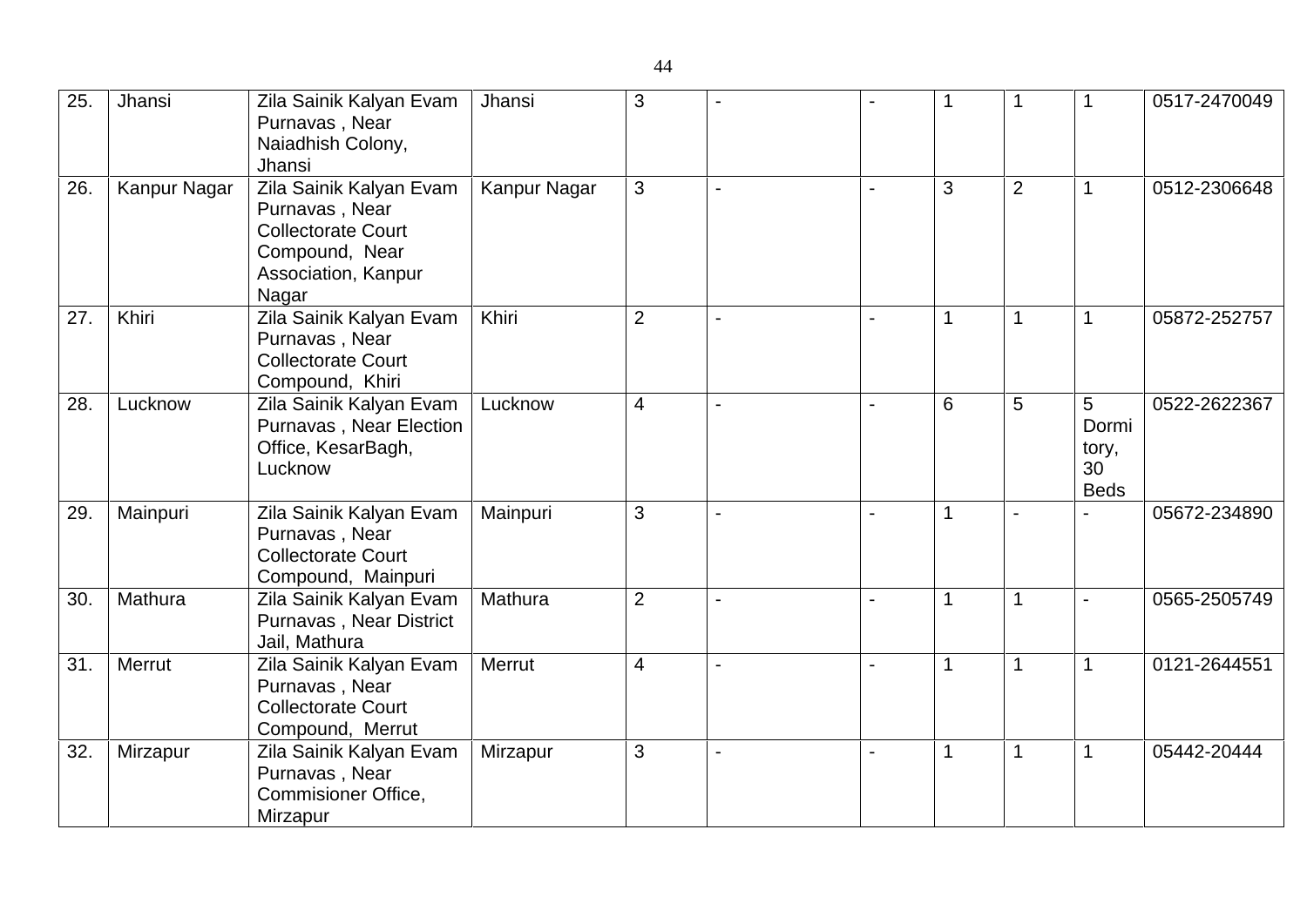| 25. | Jhansi | Zila Sainik Kalyan Evam Purnavas , Near Naiadhish Colony, Jhansi | Jhansi | 3 | - | - | 1 | 1 | 1 | 0517-2470049 |
|---|---|---|---|---|---|---|---|---|---|---|
| 26. | Kanpur Nagar | Zila Sainik Kalyan Evam Purnavas , Near Collectorate Court Compound, Near Association, Kanpur Nagar | Kanpur Nagar | 3 | - | - | 3 | 2 | 1 | 0512-2306648 |
| 27. | Khiri | Zila Sainik Kalyan Evam Purnavas , Near Collectorate Court Compound, Khiri | Khiri | 2 | - | - | 1 | 1 | 1 | 05872-252757 |
| 28. | Lucknow | Zila Sainik Kalyan Evam Purnavas , Near Election Office, KesarBagh, Lucknow | Lucknow | 4 | - | - | 6 | 5 | 5 Dormitory, 30 Beds | 0522-2622367 |
| 29. | Mainpuri | Zila Sainik Kalyan Evam Purnavas , Near Collectorate Court Compound, Mainpuri | Mainpuri | 3 | - | - | 1 | - | - | 05672-234890 |
| 30. | Mathura | Zila Sainik Kalyan Evam Purnavas , Near District Jail, Mathura | Mathura | 2 | - | - | 1 | 1 | - | 0565-2505749 |
| 31. | Merrut | Zila Sainik Kalyan Evam Purnavas , Near Collectorate Court Compound, Merrut | Merrut | 4 | - | - | 1 | 1 | 1 | 0121-2644551 |
| 32. | Mirzapur | Zila Sainik Kalyan Evam Purnavas , Near Commisioner Office, Mirzapur | Mirzapur | 3 | - | - | 1 | 1 | 1 | 05442-20444 |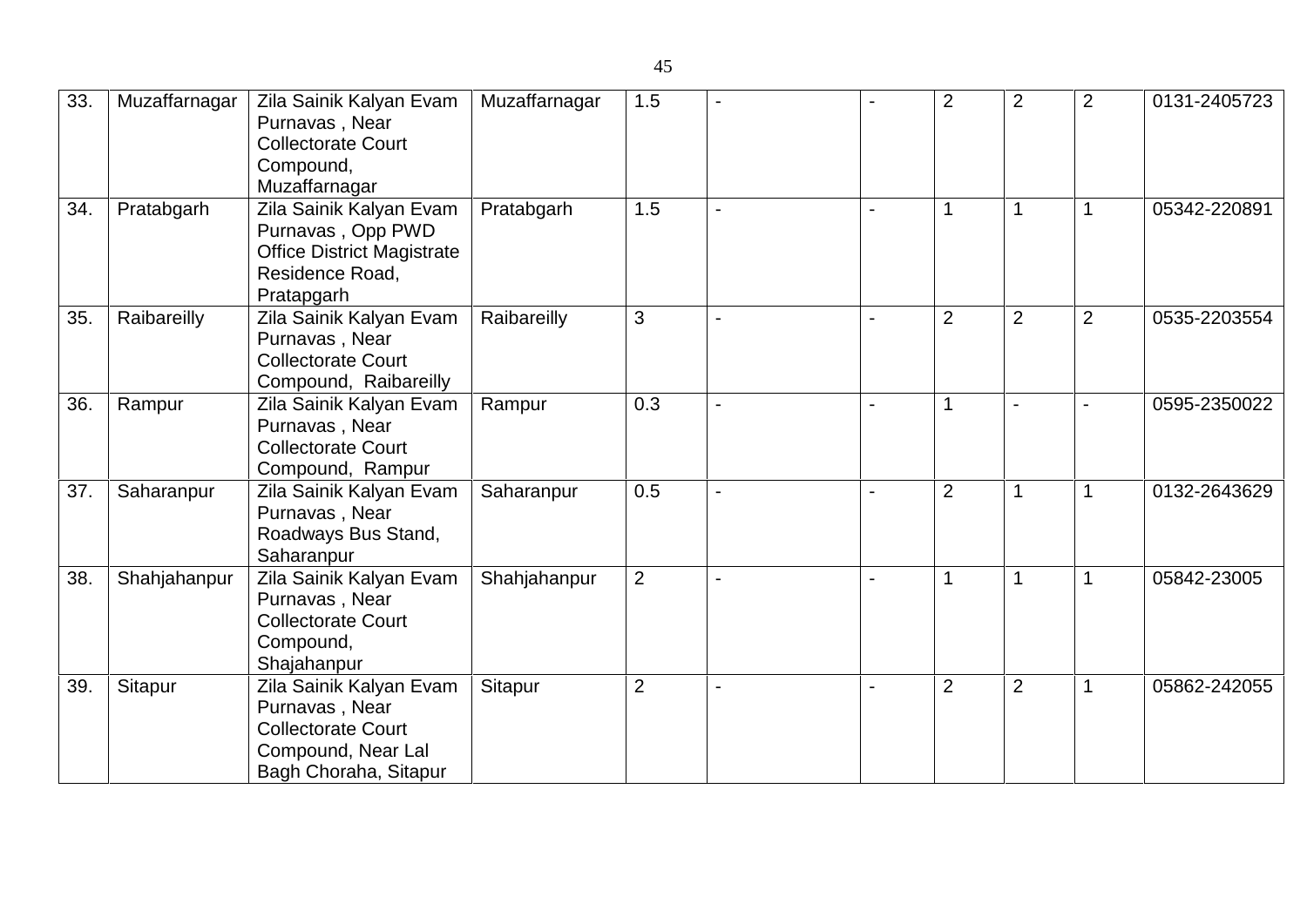| | | | | | | | | | | |
|---|---|---|---|---|---|---|---|---|---|---|
| 33. | Muzaffarnagar | Zila Sainik Kalyan Evam Purnavas , Near Collectorate Court Compound, Muzaffarnagar | Muzaffarnagar | 1.5 | - | - | 2 | 2 | 2 | 0131-2405723 |
| 34. | Pratabgarh | Zila Sainik Kalyan Evam Purnavas , Opp PWD Office District Magistrate Residence Road, Pratapgarh | Pratabgarh | 1.5 | - | - | 1 | 1 | 1 | 05342-220891 |
| 35. | Raibareilly | Zila Sainik Kalyan Evam Purnavas , Near Collectorate Court Compound, Raibareilly | Raibareilly | 3 | - | - | 2 | 2 | 2 | 0535-2203554 |
| 36. | Rampur | Zila Sainik Kalyan Evam Purnavas , Near Collectorate Court Compound, Rampur | Rampur | 0.3 | - | - | 1 | - | - | 0595-2350022 |
| 37. | Saharanpur | Zila Sainik Kalyan Evam Purnavas , Near Roadways Bus Stand, Saharanpur | Saharanpur | 0.5 | - | - | 2 | 1 | 1 | 0132-2643629 |
| 38. | Shahjahanpur | Zila Sainik Kalyan Evam Purnavas , Near Collectorate Court Compound, Shajahanpur | Shahjahanpur | 2 | - | - | 1 | 1 | 1 | 05842-23005 |
| 39. | Sitapur | Zila Sainik Kalyan Evam Purnavas , Near Collectorate Court Compound, Near Lal Bagh Choraha, Sitapur | Sitapur | 2 | - | - | 2 | 2 | 1 | 05862-242055 |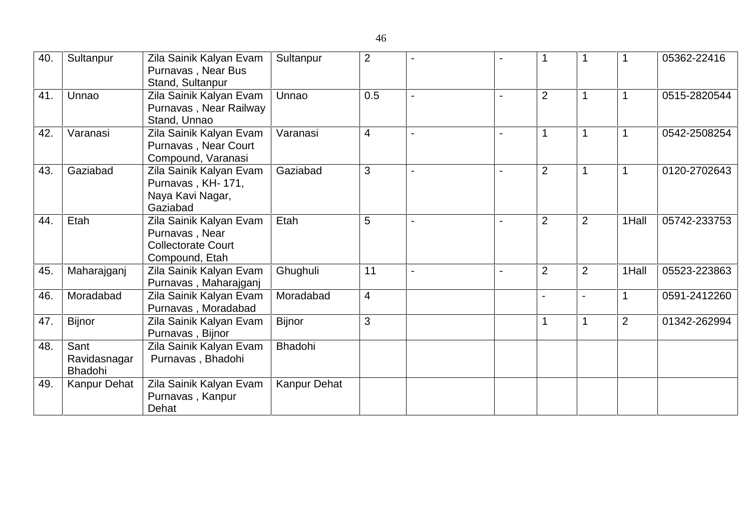| 40. | Sultanpur | Zila Sainik Kalyan Evam Purnavas , Near Bus Stand, Sultanpur | Sultanpur | 2 | - | - | 1 | 1 | 1 | 05362-22416 |
|---|---|---|---|---|---|---|---|---|---|---|
| 41. | Unnao | Zila Sainik Kalyan Evam Purnavas , Near Railway Stand, Unnao | Unnao | 0.5 | - | - | 2 | 1 | 1 | 0515-2820544 |
| 42. | Varanasi | Zila Sainik Kalyan Evam Purnavas , Near Court Compound, Varanasi | Varanasi | 4 | - | - | 1 | 1 | 1 | 0542-2508254 |
| 43. | Gaziabad | Zila Sainik Kalyan Evam Purnavas , KH- 171, Naya Kavi Nagar, Gaziabad | Gaziabad | 3 | - | - | 2 | 1 | 1 | 0120-2702643 |
| 44. | Etah | Zila Sainik Kalyan Evam Purnavas , Near Collectorate Court Compound, Etah | Etah | 5 | - | - | 2 | 2 | 1Hall | 05742-233753 |
| 45. | Maharajganj | Zila Sainik Kalyan Evam Purnavas , Maharajganj | Ghughuli | 11 | - | - | 2 | 2 | 1Hall | 05523-223863 |
| 46. | Moradabad | Zila Sainik Kalyan Evam Purnavas , Moradabad | Moradabad | 4 | | | - | - | 1 | 0591-2412260 |
| 47. | Bijnor | Zila Sainik Kalyan Evam Purnavas , Bijnor | Bijnor | 3 | | | 1 | 1 | 2 | 01342-262994 |
| 48. | Sant Ravidasnagar Bhadohi | Zila Sainik Kalyan Evam Purnavas , Bhadohi | Bhadohi | | | | | | | |
| 49. | Kanpur Dehat | Zila Sainik Kalyan Evam Purnavas , Kanpur Dehat | Kanpur Dehat | | | | | | | |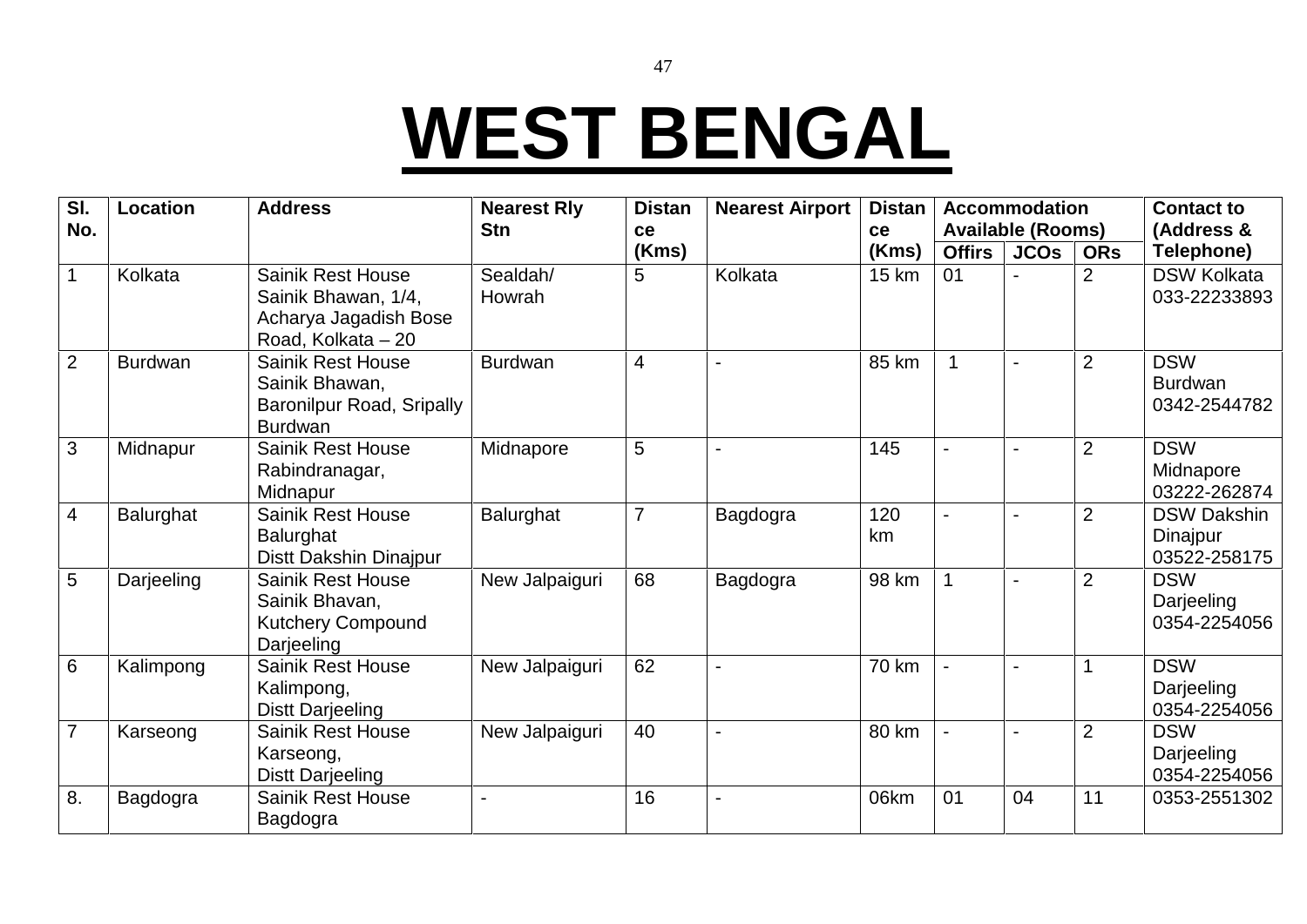# WEST BENGAL

| Sl. No. | Location | Address | Nearest Rly Stn | Distance (Kms) | Nearest Airport | Distance (Kms) | Accommodation Available (Rooms) | | | Contact to (Address & Telephone) |
|---|---|---|---|---|---|---|---|---|---|---|
| | | | | | | | Offirs | JCOs | ORs | |
| 1 | Kolkata | Sainik Rest House Sainik Bhawan, 1/4, Acharya Jagadish Bose Road, Kolkata – 20 | Sealdah/ Howrah | 5 | Kolkata | 15 km | 01 | - | 2 | DSW Kolkata 033-22233893 |
| 2 | Burdwan | Sainik Rest House Sainik Bhawan, Baronilpur Road, Sripally Burdwan | Burdwan | 4 | - | 85 km | 1 | - | 2 | DSW Burdwan 0342-2544782 |
| 3 | Midnapur | Sainik Rest House Rabindranagar, Midnapur | Midnapore | 5 | - | 145 | - | - | 2 | DSW Midnapore 03222-262874 |
| 4 | Balurghat | Sainik Rest House Balurghat Distt Dakshin Dinajpur | Balurghat | 7 | Bagdogra | 120 km | - | - | 2 | DSW Dakshin Dinajpur 03522-258175 |
| 5 | Darjeeling | Sainik Rest House Sainik Bhavan, Kutchery Compound Darjeeling | New Jalpaiguri | 68 | Bagdogra | 98 km | 1 | - | 2 | DSW Darjeeling 0354-2254056 |
| 6 | Kalimpong | Sainik Rest House Kalimpong, Distt Darjeeling | New Jalpaiguri | 62 | - | 70 km | - | - | 1 | DSW Darjeeling 0354-2254056 |
| 7 | Karseong | Sainik Rest House Karseong, Distt Darjeeling | New Jalpaiguri | 40 | - | 80 km | - | - | 2 | DSW Darjeeling 0354-2254056 |
| 8. | Bagdogra | Sainik Rest House Bagdogra | - | 16 | - | 06km | 01 | 04 | 11 | 0353-2551302 |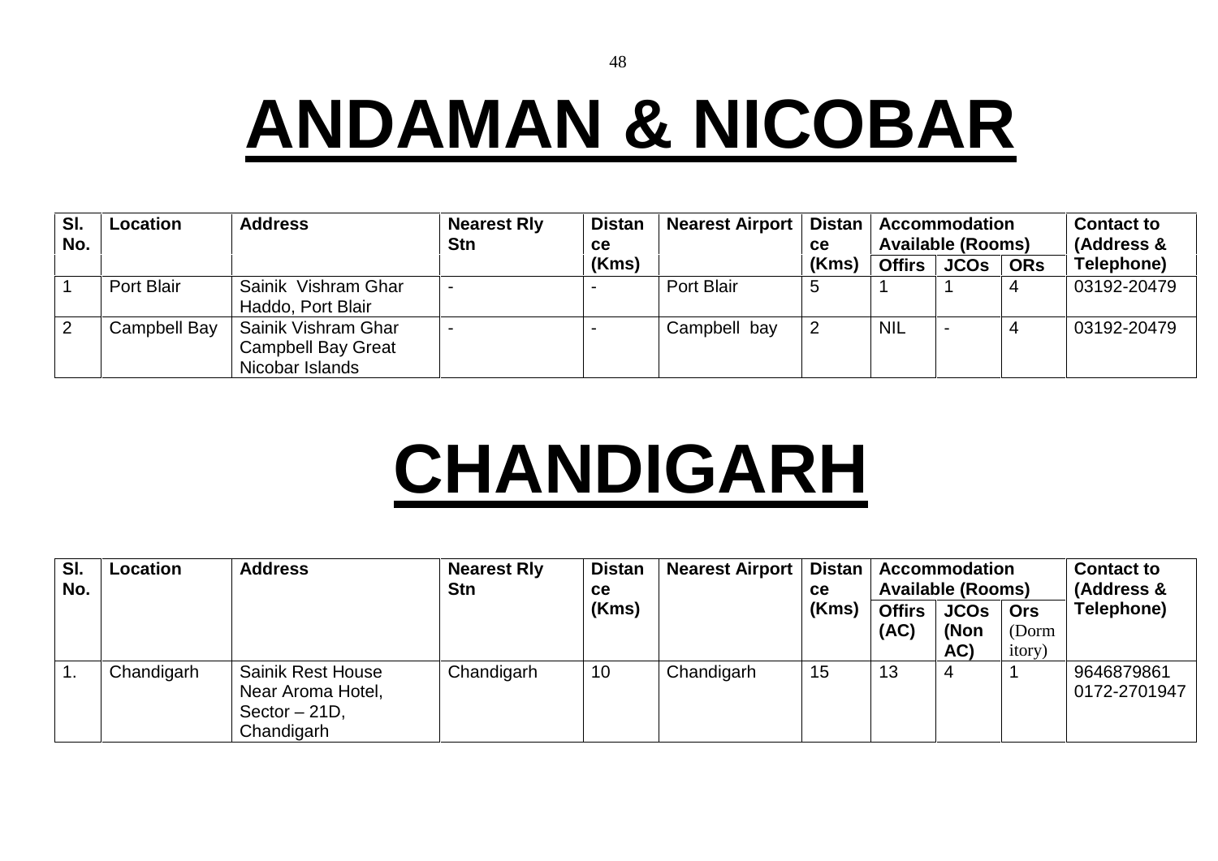# ANDAMAN & NICOBAR

| Sl. No. | Location | Address | Nearest Rly Stn | Distance (Kms) | Nearest Airport | Distance (Kms) | Accommodation Available (Rooms) | | | Contact to (Address & Telephone) |
|---|---|---|---|---|---|---|---|---|---|---|
| | | | | | | | Offirs | JCOs | ORs | |
| 1 | Port Blair | Sainik Vishram Ghar Haddo, Port Blair | - | - | Port Blair | 5 | 1 | 1 | 4 | 03192-20479 |
| 2 | Campbell Bay | Sainik Vishram Ghar Campbell Bay Great Nicobar Islands | - | - | Campbell bay | 2 | NIL | - | 4 | 03192-20479 |

# CHANDIGARH

| Sl. No. | Location | Address | Nearest Rly Stn | Distance (Kms) | Nearest Airport | Distance (Kms) | Accommodation Available (Rooms) | | | Contact to (Address & Telephone) |
|---|---|---|---|---|---|---|---|---|---|---|
| | | | | | | | Offirs (AC) | JCOs (Non AC) | Ors (Dormitory) | |
| 1. | Chandigarh | Sainik Rest House Near Aroma Hotel, Sector – 21D, Chandigarh | Chandigarh | 10 | Chandigarh | 15 | 13 | 4 | 1 | 9646879861 0172-2701947 |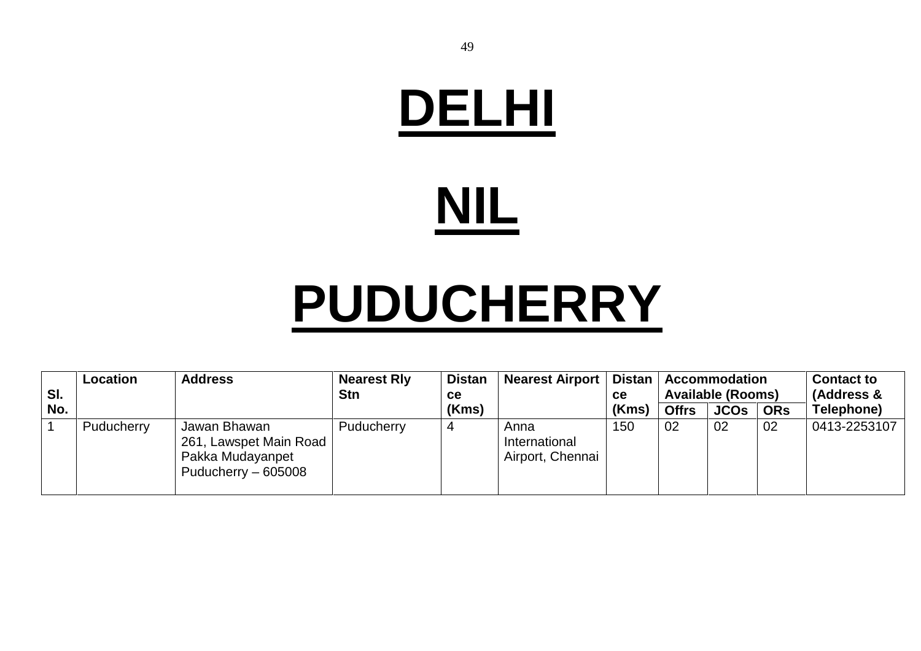# DELHI

# NIL

# PUDUCHERRY

| Sl. No. | Location | Address | Nearest Rly Stn | Distance (Kms) | Nearest Airport | Distance (Kms) | Accommodation Available (Rooms) | | | Contact to (Address & Telephone) |
|---|---|---|---|---|---|---|---|---|---|---|
| | | | | | | | Offrs | JCOs | ORs | |
| 1 | Puducherry | Jawan Bhawan 261, Lawspet Main Road Pakka Mudayanpet Puducherry – 605008 | Puducherry | 4 | Anna International Airport, Chennai | 150 | 02 | 02 | 02 | 0413-2253107 |